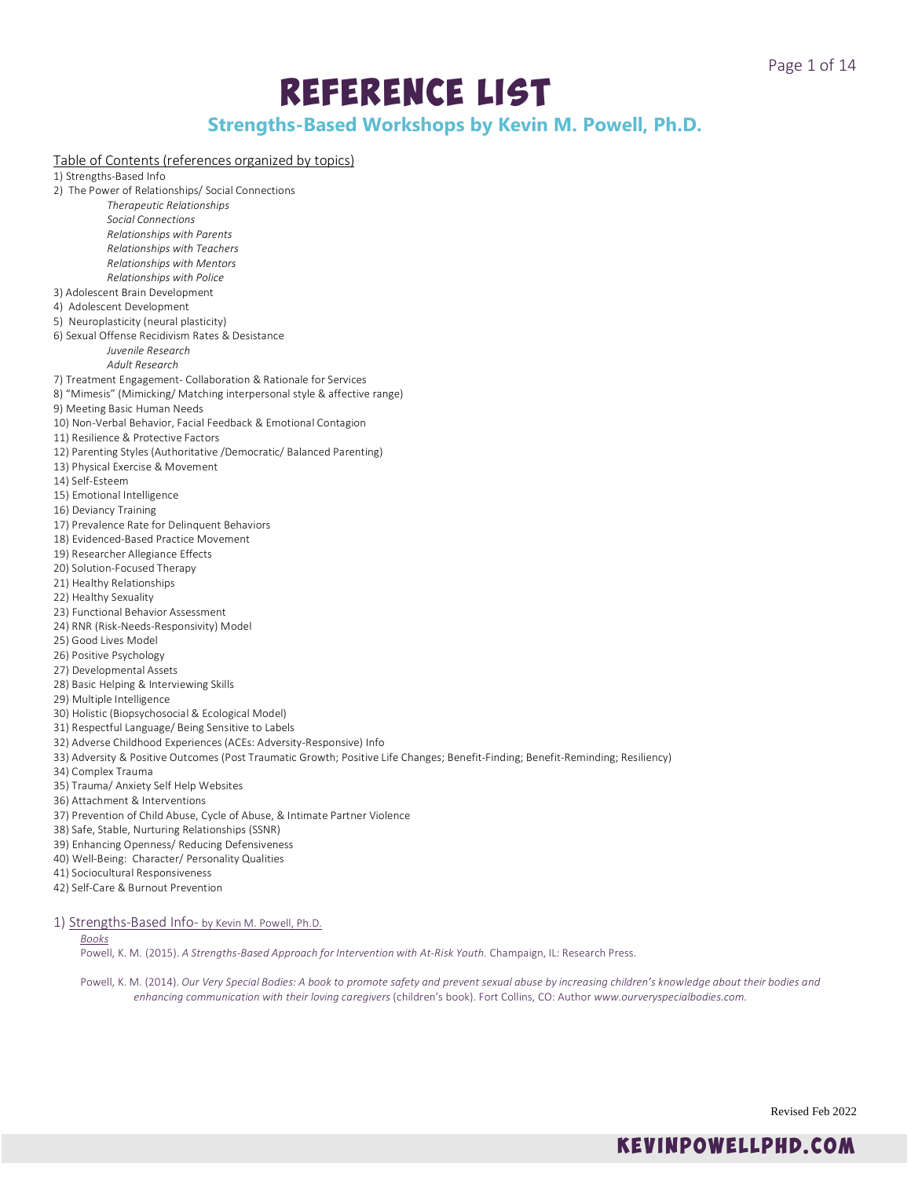# REFERENCE LIST

## Strengths-Based Workshops by Kevin M. Powell, Ph.D.

Table of Contents (references organized by topics)

1) Strengths-Based Info
2) The Power of Relationships/ Social Connections
   - *Therapeutic Relationships*
   - *Social Connections*
   - *Relationships with Parents*
   - *Relationships with Teachers*
   - *Relationships with Mentors*
   - *Relationships with Police*
3) Adolescent Brain Development
4) Adolescent Development
5) Neuroplasticity (neural plasticity)
6) Sexual Offense Recidivism Rates & Desistance
   - *Juvenile Research*
   - *Adult Research*
7) Treatment Engagement- Collaboration & Rationale for Services
8) "Mimesis" (Mimicking/ Matching interpersonal style & affective range)
9) Meeting Basic Human Needs
10) Non-Verbal Behavior, Facial Feedback & Emotional Contagion
11) Resilience & Protective Factors
12) Parenting Styles (Authoritative /Democratic/ Balanced Parenting)
13) Physical Exercise & Movement
14) Self-Esteem
15) Emotional Intelligence
16) Deviancy Training
17) Prevalence Rate for Delinquent Behaviors
18) Evidenced-Based Practice Movement
19) Researcher Allegiance Effects
20) Solution-Focused Therapy
21) Healthy Relationships
22) Healthy Sexuality
23) Functional Behavior Assessment
24) RNR (Risk-Needs-Responsivity) Model
25) Good Lives Model
26) Positive Psychology
27) Developmental Assets
28) Basic Helping & Interviewing Skills
29) Multiple Intelligence
30) Holistic (Biopsychosocial & Ecological Model)
31) Respectful Language/ Being Sensitive to Labels
32) Adverse Childhood Experiences (ACEs: Adversity-Responsive) Info
33) Adversity & Positive Outcomes (Post Traumatic Growth; Positive Life Changes; Benefit-Finding; Benefit-Reminding; Resiliency)
34) Complex Trauma
35) Trauma/ Anxiety Self Help Websites
36) Attachment & Interventions
37) Prevention of Child Abuse, Cycle of Abuse, & Intimate Partner Violence
38) Safe, Stable, Nurturing Relationships (SSNR)
39) Enhancing Openness/ Reducing Defensiveness
40) Well-Being: Character/ Personality Qualities
41) Sociocultural Responsiveness
42) Self-Care & Burnout Prevention

### 1) Strengths-Based Info- by Kevin M. Powell, Ph.D.

*Books*

Powell, K. M. (2015). *A Strengths-Based Approach for Intervention with At-Risk Youth.* Champaign, IL: Research Press.

Powell, K. M. (2014). *Our Very Special Bodies: A book to promote safety and prevent sexual abuse by increasing children's knowledge about their bodies and enhancing communication with their loving caregivers* (children's book). Fort Collins, CO: Author *www.ourveryspecialbodies.com.*

Revised Feb 2022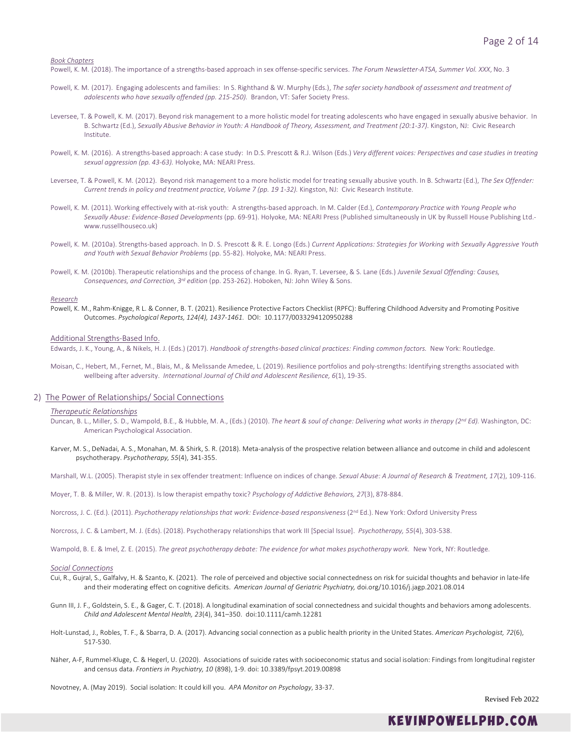*Book Chapters*

Powell, K. M. (2018). The importance of a strengths-based approach in sex offense-specific services. *The Forum Newsletter-ATSA, Summer Vol. XXX*, No. 3

Powell, K. M. (2017). Engaging adolescents and families: In S. Righthand & W. Murphy (Eds.), *The safer society handbook of assessment and treatment of adolescents who have sexually offended (pp. 215-250).* Brandon, VT: Safer Society Press.

Leversee, T. & Powell, K. M. (2017). Beyond risk management to a more holistic model for treating adolescents who have engaged in sexually abusive behavior. In B. Schwartz (Ed.), *Sexually Abusive Behavior in Youth: A Handbook of Theory, Assessment, and Treatment (20:1-37).* Kingston, NJ: Civic Research Institute.

Powell, K. M. (2016). A strengths-based approach: A case study: In D.S. Prescott & R.J. Wilson (Eds.) *Very different voices: Perspectives and case studies in treating sexual aggression (pp. 43-63).* Holyoke, MA: NEARI Press.

Leversee, T. & Powell, K. M. (2012). Beyond risk management to a more holistic model for treating sexually abusive youth. In B. Schwartz (Ed.), *The Sex Offender: Current trends in policy and treatment practice, Volume 7 (pp. 19 1-32).* Kingston, NJ: Civic Research Institute.

Powell, K. M. (2011). Working effectively with at-risk youth: A strengths-based approach. In M. Calder (Ed.), *Contemporary Practice with Young People who Sexually Abuse: Evidence-Based Developments* (pp. 69-91). Holyoke, MA: NEARI Press (Published simultaneously in UK by Russell House Publishing Ltd.- www.russellhouseco.uk)

Powell, K. M. (2010a). Strengths-based approach. In D. S. Prescott & R. E. Longo (Eds.) *Current Applications: Strategies for Working with Sexually Aggressive Youth and Youth with Sexual Behavior Problems* (pp. 55-82). Holyoke, MA: NEARI Press.

Powell, K. M. (2010b). Therapeutic relationships and the process of change. In G. Ryan, T. Leversee, & S. Lane (Eds.) *Juvenile Sexual Offending: Causes, Consequences, and Correction, 3rd edition* (pp. 253-262). Hoboken, NJ: John Wiley & Sons.

*Research*

Powell, K. M., Rahm-Knigge, R L. & Conner, B. T. (2021). Resilience Protective Factors Checklist (RPFC): Buffering Childhood Adversity and Promoting Positive Outcomes. *Psychological Reports, 124(4), 1437-1461.* DOI: 10.1177/0033294120950288

Additional Strengths-Based Info.

Edwards, J. K., Young, A., & Nikels, H. J. (Eds.) (2017). *Handbook of strengths-based clinical practices: Finding common factors.* New York: Routledge.

Moisan, C., Hebert, M., Fernet, M., Blais, M., & Melissande Amedee, L. (2019). Resilience portfolios and poly-strengths: Identifying strengths associated with wellbeing after adversity. *International Journal of Child and Adolescent Resilience, 6*(1), 19-35.

## 2) The Power of Relationships/ Social Connections

*Therapeutic Relationships*

Duncan, B. L., Miller, S. D., Wampold, B.E., & Hubble, M. A., (Eds.) (2010). *The heart & soul of change: Delivering what works in therapy (2nd Ed).* Washington, DC: American Psychological Association.

Karver, M. S., DeNadai, A. S., Monahan, M. & Shirk, S. R. (2018). Meta-analysis of the prospective relation between alliance and outcome in child and adolescent psychotherapy. *Psychotherapy, 55*(4), 341-355.

Marshall, W.L. (2005). Therapist style in sex offender treatment: Influence on indices of change. *Sexual Abuse: A Journal of Research & Treatment, 17*(2), 109-116.

Moyer, T. B. & Miller, W. R. (2013). Is low therapist empathy toxic? *Psychology of Addictive Behaviors, 27*(3), 878-884.

Norcross, J. C. (Ed.). (2011). *Psychotherapy relationships that work: Evidence-based responsiveness* (2nd Ed.). New York: Oxford University Press

Norcross, J. C. & Lambert, M. J. (Eds). (2018). Psychotherapy relationships that work III [Special Issue]. *Psychotherapy, 55*(4), 303-538.

Wampold, B. E. & Imel, Z. E. (2015). *The great psychotherapy debate: The evidence for what makes psychotherapy work.* New York, NY: Routledge.

*Social Connections*

Cui, R., Gujral, S., Galfalvy, H. & Szanto, K. (2021). The role of perceived and objective social connectedness on risk for suicidal thoughts and behavior in late-life and their moderating effect on cognitive deficits. *American Journal of Geriatric Psychiatry,* doi.org/10.1016/j.jagp.2021.08.014

Gunn III, J. F., Goldstein, S. E., & Gager, C. T. (2018). A longitudinal examination of social connectedness and suicidal thoughts and behaviors among adolescents. *Child and Adolescent Mental Health, 23*(4), 341–350. doi:10.1111/camh.12281

Holt-Lunstad, J., Robles, T. F., & Sbarra, D. A. (2017). Advancing social connection as a public health priority in the United States. *American Psychologist, 72*(6), 517-530.

Näher, A-F, Rummel-Kluge, C. & Hegerl, U. (2020). Associations of suicide rates with socioeconomic status and social isolation: Findings from longitudinal register and census data. *Frontiers in Psychiatry, 10* (898), 1-9. doi: 10.3389/fpsyt.2019.00898

Novotney, A. (May 2019). Social isolation: It could kill you. *APA Monitor on Psychology*, 33-37.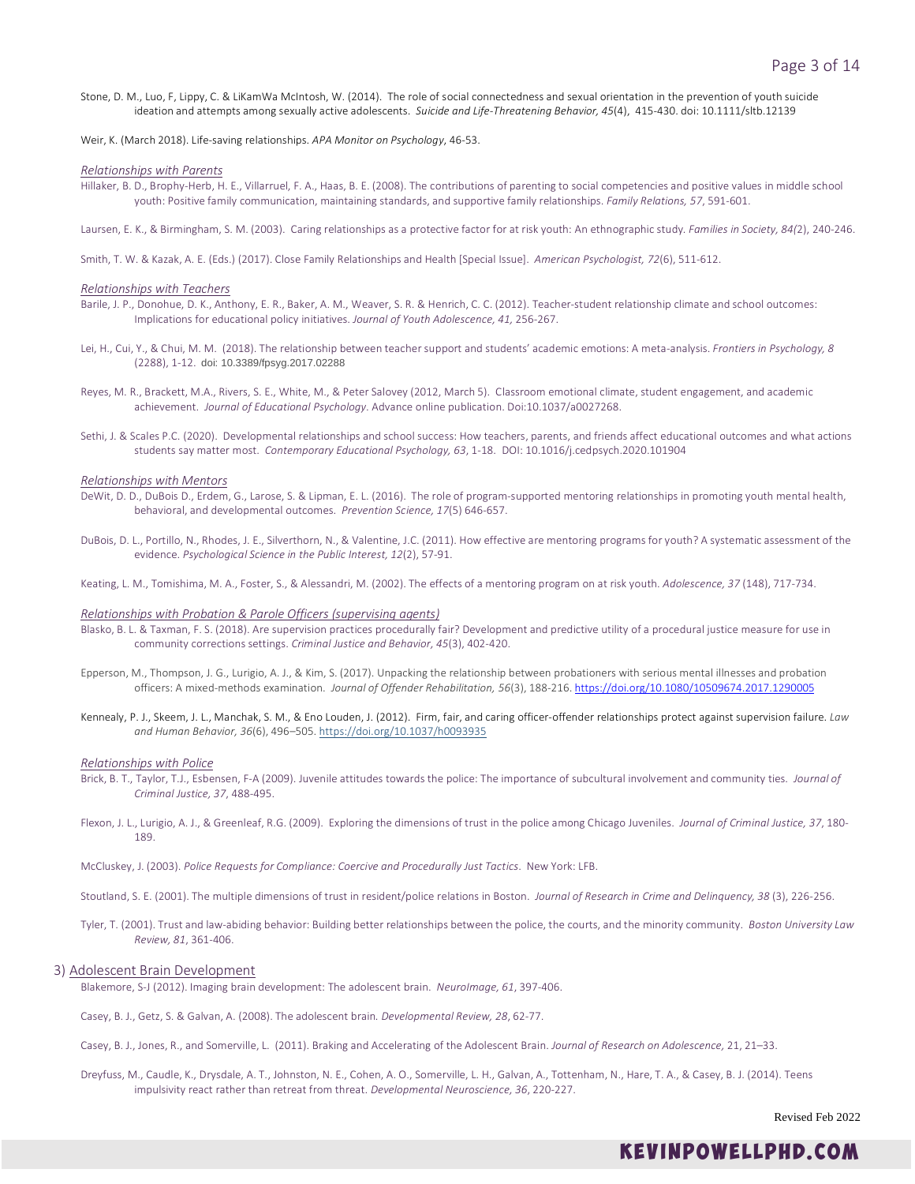Stone, D. M., Luo, F, Lippy, C. & LiKamWa McIntosh, W. (2014). The role of social connectedness and sexual orientation in the prevention of youth suicide ideation and attempts among sexually active adolescents. *Suicide and Life-Threatening Behavior, 45*(4), 415-430. doi: 10.1111/sltb.12139

Weir, K. (March 2018). Life-saving relationships. *APA Monitor on Psychology*, 46-53.

*Relationships with Parents*

Hillaker, B. D., Brophy-Herb, H. E., Villarruel, F. A., Haas, B. E. (2008). The contributions of parenting to social competencies and positive values in middle school youth: Positive family communication, maintaining standards, and supportive family relationships. *Family Relations, 57*, 591-601.

Laursen, E. K., & Birmingham, S. M. (2003). Caring relationships as a protective factor for at risk youth: An ethnographic study. *Families in Society, 84(*2), 240-246.

Smith, T. W. & Kazak, A. E. (Eds.) (2017). Close Family Relationships and Health [Special Issue]. *American Psychologist, 72*(6), 511-612.

*Relationships with Teachers*

Barile, J. P., Donohue, D. K., Anthony, E. R., Baker, A. M., Weaver, S. R. & Henrich, C. C. (2012). Teacher-student relationship climate and school outcomes: Implications for educational policy initiatives. *Journal of Youth Adolescence, 41,* 256-267.

Lei, H., Cui, Y., & Chui, M. M. (2018). The relationship between teacher support and students' academic emotions: A meta-analysis. *Frontiers in Psychology, 8* (2288), 1-12. doi: 10.3389/fpsyg.2017.02288

Reyes, M. R., Brackett, M.A., Rivers, S. E., White, M., & Peter Salovey (2012, March 5). Classroom emotional climate, student engagement, and academic achievement. *Journal of Educational Psychology*. Advance online publication. Doi:10.1037/a0027268.

Sethi, J. & Scales P.C. (2020). Developmental relationships and school success: How teachers, parents, and friends affect educational outcomes and what actions students say matter most. *Contemporary Educational Psychology, 63*, 1-18. DOI: 10.1016/j.cedpsych.2020.101904

*Relationships with Mentors*

DeWit, D. D., DuBois D., Erdem, G., Larose, S. & Lipman, E. L. (2016). The role of program-supported mentoring relationships in promoting youth mental health, behavioral, and developmental outcomes. *Prevention Science, 17*(5) 646-657.

DuBois, D. L., Portillo, N., Rhodes, J. E., Silverthorn, N., & Valentine, J.C. (2011). How effective are mentoring programs for youth? A systematic assessment of the evidence. *Psychological Science in the Public Interest, 12*(2), 57-91.

Keating, L. M., Tomishima, M. A., Foster, S., & Alessandri, M. (2002). The effects of a mentoring program on at risk youth. *Adolescence, 37* (148), 717-734.

*Relationships with Probation & Parole Officers (supervising agents)*

Blasko, B. L. & Taxman, F. S. (2018). Are supervision practices procedurally fair? Development and predictive utility of a procedural justice measure for use in community corrections settings. *Criminal Justice and Behavior, 45*(3), 402-420.

Epperson, M., Thompson, J. G., Lurigio, A. J., & Kim, S. (2017). Unpacking the relationship between probationers with serious mental illnesses and probation officers: A mixed-methods examination. *Journal of Offender Rehabilitation, 56*(3), 188-216. https://doi.org/10.1080/10509674.2017.1290005

Kennealy, P. J., Skeem, J. L., Manchak, S. M., & Eno Louden, J. (2012). Firm, fair, and caring officer-offender relationships protect against supervision failure. *Law and Human Behavior, 36*(6), 496–505. https://doi.org/10.1037/h0093935

*Relationships with Police*

Brick, B. T., Taylor, T.J., Esbensen, F-A (2009). Juvenile attitudes towards the police: The importance of subcultural involvement and community ties. *Journal of Criminal Justice, 37*, 488-495.

Flexon, J. L., Lurigio, A. J., & Greenleaf, R.G. (2009). Exploring the dimensions of trust in the police among Chicago Juveniles. *Journal of Criminal Justice, 37*, 180-189.

McCluskey, J. (2003). *Police Requests for Compliance: Coercive and Procedurally Just Tactics*. New York: LFB.

Stoutland, S. E. (2001). The multiple dimensions of trust in resident/police relations in Boston. *Journal of Research in Crime and Delinquency, 38* (3), 226-256.

Tyler, T. (2001). Trust and law-abiding behavior: Building better relationships between the police, the courts, and the minority community. *Boston University Law Review, 81*, 361-406.

## 3) Adolescent Brain Development

Blakemore, S-J (2012). Imaging brain development: The adolescent brain. *NeuroImage, 61*, 397-406.

Casey, B. J., Getz, S. & Galvan, A. (2008). The adolescent brain. *Developmental Review, 28*, 62-77.

Casey, B. J., Jones, R., and Somerville, L. (2011). Braking and Accelerating of the Adolescent Brain. *Journal of Research on Adolescence,* 21, 21–33.

Dreyfuss, M., Caudle, K., Drysdale, A. T., Johnston, N. E., Cohen, A. O., Somerville, L. H., Galvan, A., Tottenham, N., Hare, T. A., & Casey, B. J. (2014). Teens impulsivity react rather than retreat from threat. *Developmental Neuroscience, 36*, 220-227.

Revised Feb 2022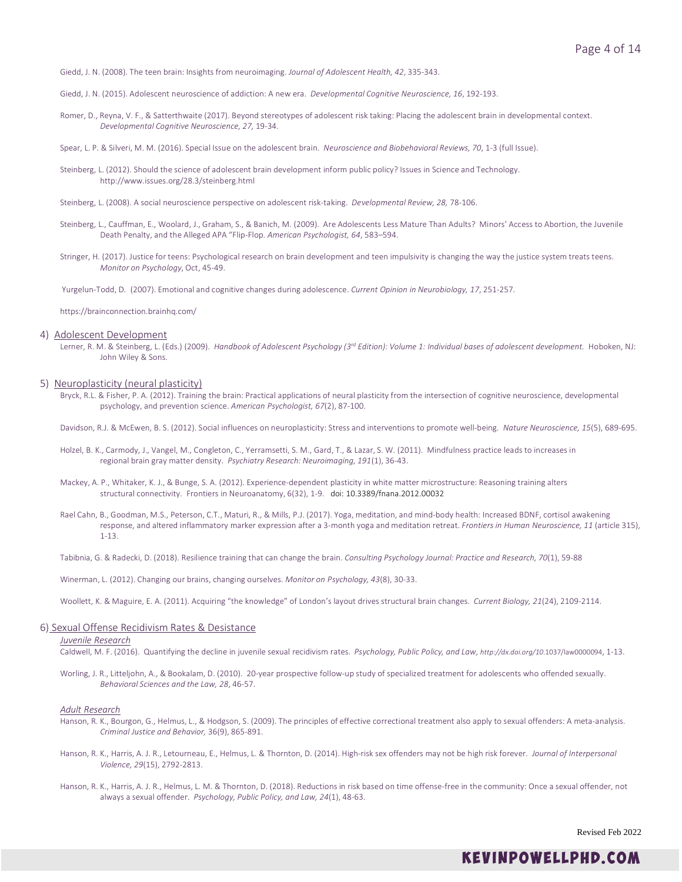Giedd, J. N. (2008). The teen brain: Insights from neuroimaging. *Journal of Adolescent Health, 42*, 335-343.

Giedd, J. N. (2015). Adolescent neuroscience of addiction: A new era. *Developmental Cognitive Neuroscience, 16*, 192-193.

Romer, D., Reyna, V. F., & Satterthwaite (2017). Beyond stereotypes of adolescent risk taking: Placing the adolescent brain in developmental context. *Developmental Cognitive Neuroscience, 27,* 19-34.

Spear, L. P. & Silveri, M. M. (2016). Special Issue on the adolescent brain. *Neuroscience and Biobehavioral Reviews, 70*, 1-3 (full Issue).

Steinberg, L. (2012). Should the science of adolescent brain development inform public policy? Issues in Science and Technology. http://www.issues.org/28.3/steinberg.html

Steinberg, L. (2008). A social neuroscience perspective on adolescent risk-taking. *Developmental Review, 28,* 78-106.

Steinberg, L., Cauffman, E., Woolard, J., Graham, S., & Banich, M. (2009). Are Adolescents Less Mature Than Adults? Minors' Access to Abortion, the Juvenile Death Penalty, and the Alleged APA "Flip-Flop. *American Psychologist, 64*, 583–594.

Stringer, H. (2017). Justice for teens: Psychological research on brain development and teen impulsivity is changing the way the justice system treats teens. *Monitor on Psychology*, Oct, 45-49.

Yurgelun-Todd, D. (2007). Emotional and cognitive changes during adolescence. *Current Opinion in Neurobiology, 17*, 251-257.

https://brainconnection.brainhq.com/

## 4) Adolescent Development

Lerner, R. M. & Steinberg, L. (Eds.) (2009). *Handbook of Adolescent Psychology (3rd Edition): Volume 1: Individual bases of adolescent development.* Hoboken, NJ: John Wiley & Sons.

## 5) Neuroplasticity (neural plasticity)

Bryck, R.L. & Fisher, P. A. (2012). Training the brain: Practical applications of neural plasticity from the intersection of cognitive neuroscience, developmental psychology, and prevention science. *American Psychologist, 67*(2), 87-100.

Davidson, R.J. & McEwen, B. S. (2012). Social influences on neuroplasticity: Stress and interventions to promote well-being. *Nature Neuroscience, 15*(5), 689-695.

Holzel, B. K., Carmody, J., Vangel, M., Congleton, C., Yerramsetti, S. M., Gard, T., & Lazar, S. W. (2011). Mindfulness practice leads to increases in regional brain gray matter density. *Psychiatry Research: Neuroimaging, 191*(1), 36-43.

Mackey, A. P., Whitaker, K. J., & Bunge, S. A. (2012). Experience-dependent plasticity in white matter microstructure: Reasoning training alters structural connectivity. Frontiers in Neuroanatomy, 6(32), 1-9. doi: 10.3389/fnana.2012.00032

Rael Cahn, B., Goodman, M.S., Peterson, C.T., Maturi, R., & Mills, P.J. (2017). Yoga, meditation, and mind-body health: Increased BDNF, cortisol awakening response, and altered inflammatory marker expression after a 3-month yoga and meditation retreat. *Frontiers in Human Neuroscience, 11* (article 315), 1-13.

Tabibnia, G. & Radecki, D. (2018). Resilience training that can change the brain. *Consulting Psychology Journal: Practice and Research, 70*(1), 59-88

Winerman, L. (2012). Changing our brains, changing ourselves. *Monitor on Psychology, 43*(8), 30-33.

Woollett, K. & Maguire, E. A. (2011). Acquiring "the knowledge" of London's layout drives structural brain changes. *Current Biology, 21*(24), 2109-2114.

## 6) Sexual Offense Recidivism Rates & Desistance

### *Juvenile Research*

Caldwell, M. F. (2016). Quantifying the decline in juvenile sexual recidivism rates. *Psychology, Public Policy, and Law, http://dx.doi.org/10.*1037/law0000094, 1-13.

Worling, J. R., Litteljohn, A., & Bookalam, D. (2010). 20-year prospective follow-up study of specialized treatment for adolescents who offended sexually. *Behavioral Sciences and the Law, 28*, 46-57.

### *Adult Research*

Hanson, R. K., Bourgon, G., Helmus, L., & Hodgson, S. (2009). The principles of effective correctional treatment also apply to sexual offenders: A meta-analysis. *Criminal Justice and Behavior,* 36(9), 865-891.

Hanson, R. K., Harris, A. J. R., Letourneau, E., Helmus, L. & Thornton, D. (2014). High-risk sex offenders may not be high risk forever. *Journal of Interpersonal Violence, 29*(15), 2792-2813.

Hanson, R. K., Harris, A. J. R., Helmus, L. M. & Thornton, D. (2018). Reductions in risk based on time offense-free in the community: Once a sexual offender, not always a sexual offender. *Psychology, Public Policy, and Law, 24*(1), 48-63.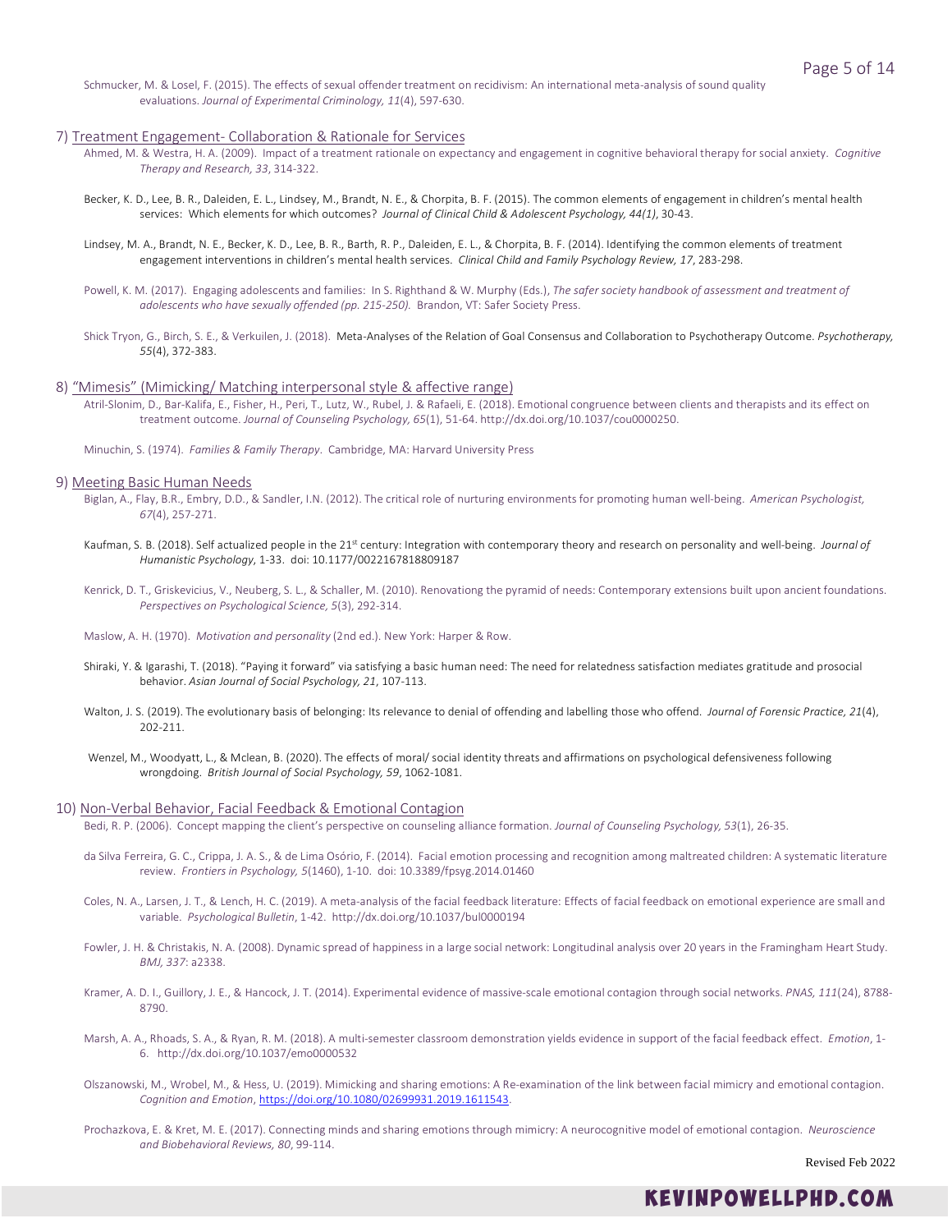Schmucker, M. & Losel, F. (2015). The effects of sexual offender treatment on recidivism: An international meta-analysis of sound quality evaluations. *Journal of Experimental Criminology, 11*(4), 597-630.

## 7) Treatment Engagement- Collaboration & Rationale for Services

Ahmed, M. & Westra, H. A. (2009). Impact of a treatment rationale on expectancy and engagement in cognitive behavioral therapy for social anxiety. *Cognitive Therapy and Research, 33*, 314-322.

Becker, K. D., Lee, B. R., Daleiden, E. L., Lindsey, M., Brandt, N. E., & Chorpita, B. F. (2015). The common elements of engagement in children's mental health services: Which elements for which outcomes? *Journal of Clinical Child & Adolescent Psychology, 44(1)*, 30-43.

Lindsey, M. A., Brandt, N. E., Becker, K. D., Lee, B. R., Barth, R. P., Daleiden, E. L., & Chorpita, B. F. (2014). Identifying the common elements of treatment engagement interventions in children's mental health services. *Clinical Child and Family Psychology Review, 17*, 283-298.

Powell, K. M. (2017). Engaging adolescents and families: In S. Righthand & W. Murphy (Eds.), *The safer society handbook of assessment and treatment of adolescents who have sexually offended (pp. 215-250).* Brandon, VT: Safer Society Press.

Shick Tryon, G., Birch, S. E., & Verkuilen, J. (2018). Meta-Analyses of the Relation of Goal Consensus and Collaboration to Psychotherapy Outcome. *Psychotherapy, 55*(4), 372-383.

## 8) "Mimesis" (Mimicking/ Matching interpersonal style & affective range)

Atril-Slonim, D., Bar-Kalifa, E., Fisher, H., Peri, T., Lutz, W., Rubel, J. & Rafaeli, E. (2018). Emotional congruence between clients and therapists and its effect on treatment outcome. *Journal of Counseling Psychology, 65*(1), 51-64. http://dx.doi.org/10.1037/cou0000250.

Minuchin, S. (1974). *Families & Family Therapy*. Cambridge, MA: Harvard University Press

## 9) Meeting Basic Human Needs

Biglan, A., Flay, B.R., Embry, D.D., & Sandler, I.N. (2012). The critical role of nurturing environments for promoting human well-being. *American Psychologist, 67*(4), 257-271.

Kaufman, S. B. (2018). Self actualized people in the 21st century: Integration with contemporary theory and research on personality and well-being. *Journal of Humanistic Psychology*, 1-33. doi: 10.1177/0022167818809187

Kenrick, D. T., Griskevicius, V., Neuberg, S. L., & Schaller, M. (2010). Renovationg the pyramid of needs: Contemporary extensions built upon ancient foundations. *Perspectives on Psychological Science, 5*(3), 292-314.

Maslow, A. H. (1970). *Motivation and personality* (2nd ed.). New York: Harper & Row.

Shiraki, Y. & Igarashi, T. (2018). "Paying it forward" via satisfying a basic human need: The need for relatedness satisfaction mediates gratitude and prosocial behavior. *Asian Journal of Social Psychology, 21*, 107-113.

Walton, J. S. (2019). The evolutionary basis of belonging: Its relevance to denial of offending and labelling those who offend. *Journal of Forensic Practice, 21*(4), 202-211.

Wenzel, M., Woodyatt, L., & Mclean, B. (2020). The effects of moral/ social identity threats and affirmations on psychological defensiveness following wrongdoing. *British Journal of Social Psychology, 59*, 1062-1081.

## 10) Non-Verbal Behavior, Facial Feedback & Emotional Contagion

Bedi, R. P. (2006). Concept mapping the client's perspective on counseling alliance formation. *Journal of Counseling Psychology, 53*(1), 26-35.

da Silva Ferreira, G. C., Crippa, J. A. S., & de Lima Osório, F. (2014). Facial emotion processing and recognition among maltreated children: A systematic literature review. *Frontiers in Psychology, 5*(1460), 1-10. doi: 10.3389/fpsyg.2014.01460

Coles, N. A., Larsen, J. T., & Lench, H. C. (2019). A meta-analysis of the facial feedback literature: Effects of facial feedback on emotional experience are small and variable. *Psychological Bulletin*, 1-42. http://dx.doi.org/10.1037/bul0000194

Fowler, J. H. & Christakis, N. A. (2008). Dynamic spread of happiness in a large social network: Longitudinal analysis over 20 years in the Framingham Heart Study. *BMJ, 337*: a2338.

Kramer, A. D. I., Guillory, J. E., & Hancock, J. T. (2014). Experimental evidence of massive-scale emotional contagion through social networks. *PNAS, 111*(24), 8788-8790.

Marsh, A. A., Rhoads, S. A., & Ryan, R. M. (2018). A multi-semester classroom demonstration yields evidence in support of the facial feedback effect. *Emotion*, 1-6. http://dx.doi.org/10.1037/emo0000532

Olszanowski, M., Wrobel, M., & Hess, U. (2019). Mimicking and sharing emotions: A Re-examination of the link between facial mimicry and emotional contagion. *Cognition and Emotion*, https://doi.org/10.1080/02699931.2019.1611543.

Prochazkova, E. & Kret, M. E. (2017). Connecting minds and sharing emotions through mimicry: A neurocognitive model of emotional contagion. *Neuroscience and Biobehavioral Reviews, 80*, 99-114.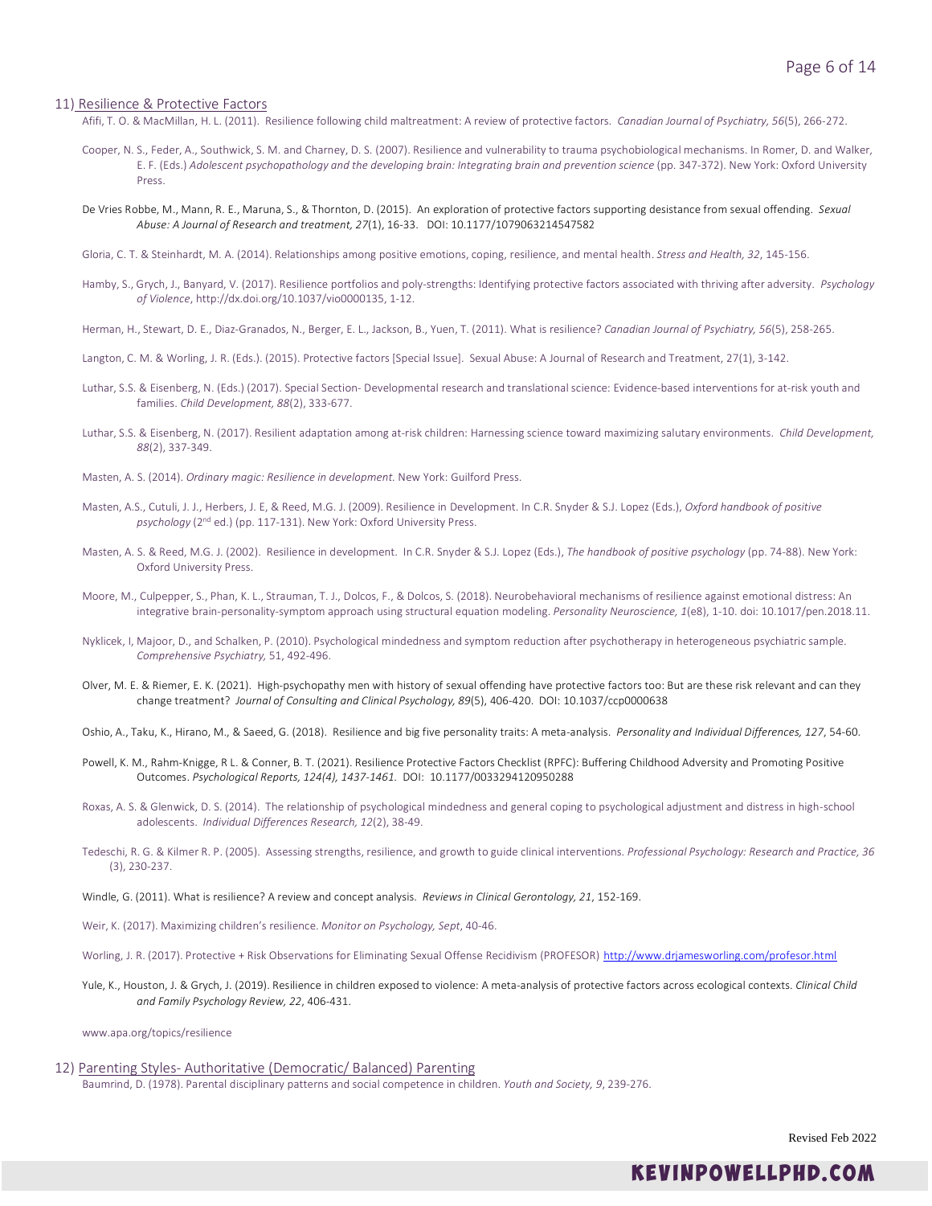## 11) Resilience & Protective Factors

Afifi, T. O. & MacMillan, H. L. (2011). Resilience following child maltreatment: A review of protective factors. *Canadian Journal of Psychiatry, 56*(5), 266-272.

Cooper, N. S., Feder, A., Southwick, S. M. and Charney, D. S. (2007). Resilience and vulnerability to trauma psychobiological mechanisms. In Romer, D. and Walker, E. F. (Eds.) *Adolescent psychopathology and the developing brain: Integrating brain and prevention science* (pp. 347-372). New York: Oxford University Press.

De Vries Robbe, M., Mann, R. E., Maruna, S., & Thornton, D. (2015). An exploration of protective factors supporting desistance from sexual offending. *Sexual Abuse: A Journal of Research and treatment, 27*(1), 16-33. DOI: 10.1177/1079063214547582

Gloria, C. T. & Steinhardt, M. A. (2014). Relationships among positive emotions, coping, resilience, and mental health. *Stress and Health, 32*, 145-156.

Hamby, S., Grych, J., Banyard, V. (2017). Resilience portfolios and poly-strengths: Identifying protective factors associated with thriving after adversity. *Psychology of Violence*, http://dx.doi.org/10.1037/vio0000135, 1-12.

Herman, H., Stewart, D. E., Diaz-Granados, N., Berger, E. L., Jackson, B., Yuen, T. (2011). What is resilience? *Canadian Journal of Psychiatry, 56*(5), 258-265.

Langton, C. M. & Worling, J. R. (Eds.). (2015). Protective factors [Special Issue]. Sexual Abuse: A Journal of Research and Treatment, 27(1), 3-142.

Luthar, S.S. & Eisenberg, N. (Eds.) (2017). Special Section- Developmental research and translational science: Evidence-based interventions for at-risk youth and families. *Child Development, 88*(2), 333-677.

Luthar, S.S. & Eisenberg, N. (2017). Resilient adaptation among at-risk children: Harnessing science toward maximizing salutary environments. *Child Development, 88*(2), 337-349.

Masten, A. S. (2014). *Ordinary magic: Resilience in development.* New York: Guilford Press.

Masten, A.S., Cutuli, J. J., Herbers, J. E, & Reed, M.G. J. (2009). Resilience in Development. In C.R. Snyder & S.J. Lopez (Eds.), *Oxford handbook of positive psychology* (2nd ed.) (pp. 117-131). New York: Oxford University Press.

Masten, A. S. & Reed, M.G. J. (2002). Resilience in development. In C.R. Snyder & S.J. Lopez (Eds.), *The handbook of positive psychology* (pp. 74-88). New York: Oxford University Press.

Moore, M., Culpepper, S., Phan, K. L., Strauman, T. J., Dolcos, F., & Dolcos, S. (2018). Neurobehavioral mechanisms of resilience against emotional distress: An integrative brain-personality-symptom approach using structural equation modeling. *Personality Neuroscience, 1*(e8), 1-10. doi: 10.1017/pen.2018.11.

Nyklicek, I, Majoor, D., and Schalken, P. (2010). Psychological mindedness and symptom reduction after psychotherapy in heterogeneous psychiatric sample. *Comprehensive Psychiatry,* 51, 492-496.

Olver, M. E. & Riemer, E. K. (2021). High-psychopathy men with history of sexual offending have protective factors too: But are these risk relevant and can they change treatment? *Journal of Consulting and Clinical Psychology, 89*(5), 406-420. DOI: 10.1037/ccp0000638

Oshio, A., Taku, K., Hirano, M., & Saeed, G. (2018). Resilience and big five personality traits: A meta-analysis. *Personality and Individual Differences, 127*, 54-60.

Powell, K. M., Rahm-Knigge, R L. & Conner, B. T. (2021). Resilience Protective Factors Checklist (RPFC): Buffering Childhood Adversity and Promoting Positive Outcomes. *Psychological Reports, 124(4), 1437-1461.* DOI: 10.1177/0033294120950288

Roxas, A. S. & Glenwick, D. S. (2014). The relationship of psychological mindedness and general coping to psychological adjustment and distress in high-school adolescents. *Individual Differences Research, 12*(2), 38-49.

Tedeschi, R. G. & Kilmer R. P. (2005). Assessing strengths, resilience, and growth to guide clinical interventions. *Professional Psychology: Research and Practice, 36* (3), 230-237.

Windle, G. (2011). What is resilience? A review and concept analysis. *Reviews in Clinical Gerontology, 21*, 152-169.

Weir, K. (2017). Maximizing children's resilience. *Monitor on Psychology, Sept*, 40-46.

Worling, J. R. (2017). Protective + Risk Observations for Eliminating Sexual Offense Recidivism (PROFESOR) http://www.drjamesworling.com/profesor.html

Yule, K., Houston, J. & Grych, J. (2019). Resilience in children exposed to violence: A meta-analysis of protective factors across ecological contexts. *Clinical Child and Family Psychology Review, 22*, 406-431.

www.apa.org/topics/resilience

## 12) Parenting Styles- Authoritative (Democratic/ Balanced) Parenting

Baumrind, D. (1978). Parental disciplinary patterns and social competence in children. *Youth and Society, 9*, 239-276.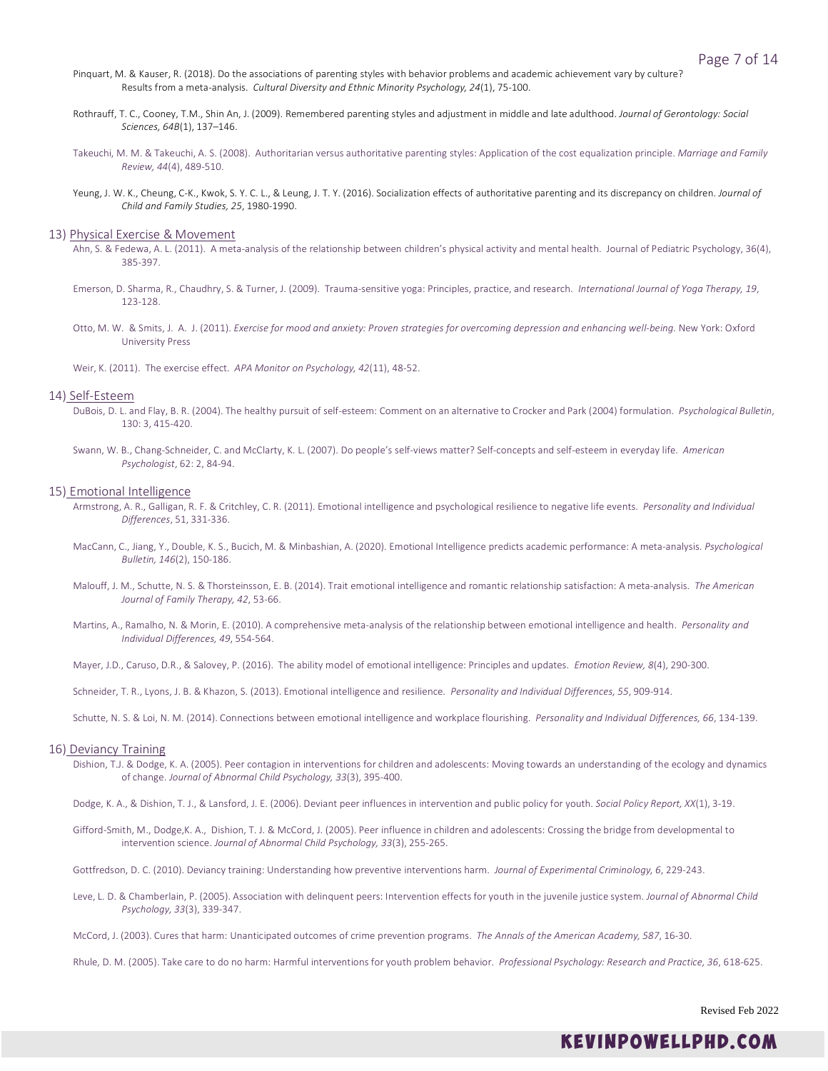Pinquart, M. & Kauser, R. (2018). Do the associations of parenting styles with behavior problems and academic achievement vary by culture? Results from a meta-analysis. *Cultural Diversity and Ethnic Minority Psychology, 24*(1), 75-100.

Rothrauff, T. C., Cooney, T.M., Shin An, J. (2009). Remembered parenting styles and adjustment in middle and late adulthood. *Journal of Gerontology: Social Sciences, 64B*(1), 137–146.

Takeuchi, M. M. & Takeuchi, A. S. (2008). Authoritarian versus authoritative parenting styles: Application of the cost equalization principle. *Marriage and Family Review, 44*(4), 489-510.

Yeung, J. W. K., Cheung, C-K., Kwok, S. Y. C. L., & Leung, J. T. Y. (2016). Socialization effects of authoritative parenting and its discrepancy on children. *Journal of Child and Family Studies, 25*, 1980-1990.

## 13) Physical Exercise & Movement

Ahn, S. & Fedewa, A. L. (2011). A meta-analysis of the relationship between children's physical activity and mental health. Journal of Pediatric Psychology, 36(4), 385-397.

Emerson, D. Sharma, R., Chaudhry, S. & Turner, J. (2009). Trauma-sensitive yoga: Principles, practice, and research. *International Journal of Yoga Therapy, 19*, 123-128.

Otto, M. W. & Smits, J. A. J. (2011). *Exercise for mood and anxiety: Proven strategies for overcoming depression and enhancing well-being.* New York: Oxford University Press

Weir, K. (2011). The exercise effect. *APA Monitor on Psychology, 42*(11), 48-52.

## 14) Self-Esteem

DuBois, D. L. and Flay, B. R. (2004). The healthy pursuit of self-esteem: Comment on an alternative to Crocker and Park (2004) formulation. *Psychological Bulletin*, 130: 3, 415-420.

Swann, W. B., Chang-Schneider, C. and McClarty, K. L. (2007). Do people's self-views matter? Self-concepts and self-esteem in everyday life. *American Psychologist*, 62: 2, 84-94.

## 15) Emotional Intelligence

Armstrong, A. R., Galligan, R. F. & Critchley, C. R. (2011). Emotional intelligence and psychological resilience to negative life events. *Personality and Individual Differences*, 51, 331-336.

MacCann, C., Jiang, Y., Double, K. S., Bucich, M. & Minbashian, A. (2020). Emotional Intelligence predicts academic performance: A meta-analysis. *Psychological Bulletin, 146*(2), 150-186.

Malouff, J. M., Schutte, N. S. & Thorsteinsson, E. B. (2014). Trait emotional intelligence and romantic relationship satisfaction: A meta-analysis. *The American Journal of Family Therapy, 42*, 53-66.

Martins, A., Ramalho, N. & Morin, E. (2010). A comprehensive meta-analysis of the relationship between emotional intelligence and health. *Personality and Individual Differences, 49*, 554-564.

Mayer, J.D., Caruso, D.R., & Salovey, P. (2016). The ability model of emotional intelligence: Principles and updates. *Emotion Review, 8*(4), 290-300.

Schneider, T. R., Lyons, J. B. & Khazon, S. (2013). Emotional intelligence and resilience. *Personality and Individual Differences, 55*, 909-914.

Schutte, N. S. & Loi, N. M. (2014). Connections between emotional intelligence and workplace flourishing. *Personality and Individual Differences, 66*, 134-139.

## 16) Deviancy Training

Dishion, T.J. & Dodge, K. A. (2005). Peer contagion in interventions for children and adolescents: Moving towards an understanding of the ecology and dynamics of change. *Journal of Abnormal Child Psychology, 33*(3), 395-400.

Dodge, K. A., & Dishion, T. J., & Lansford, J. E. (2006). Deviant peer influences in intervention and public policy for youth. *Social Policy Report, XX*(1), 3-19.

Gifford-Smith, M., Dodge,K. A., Dishion, T. J. & McCord, J. (2005). Peer influence in children and adolescents: Crossing the bridge from developmental to intervention science. *Journal of Abnormal Child Psychology, 33*(3), 255-265.

Gottfredson, D. C. (2010). Deviancy training: Understanding how preventive interventions harm. *Journal of Experimental Criminology, 6*, 229-243.

Leve, L. D. & Chamberlain, P. (2005). Association with delinquent peers: Intervention effects for youth in the juvenile justice system. *Journal of Abnormal Child Psychology, 33*(3), 339-347.

McCord, J. (2003). Cures that harm: Unanticipated outcomes of crime prevention programs. *The Annals of the American Academy, 587*, 16-30.

Rhule, D. M. (2005). Take care to do no harm: Harmful interventions for youth problem behavior. *Professional Psychology: Research and Practice, 36*, 618-625.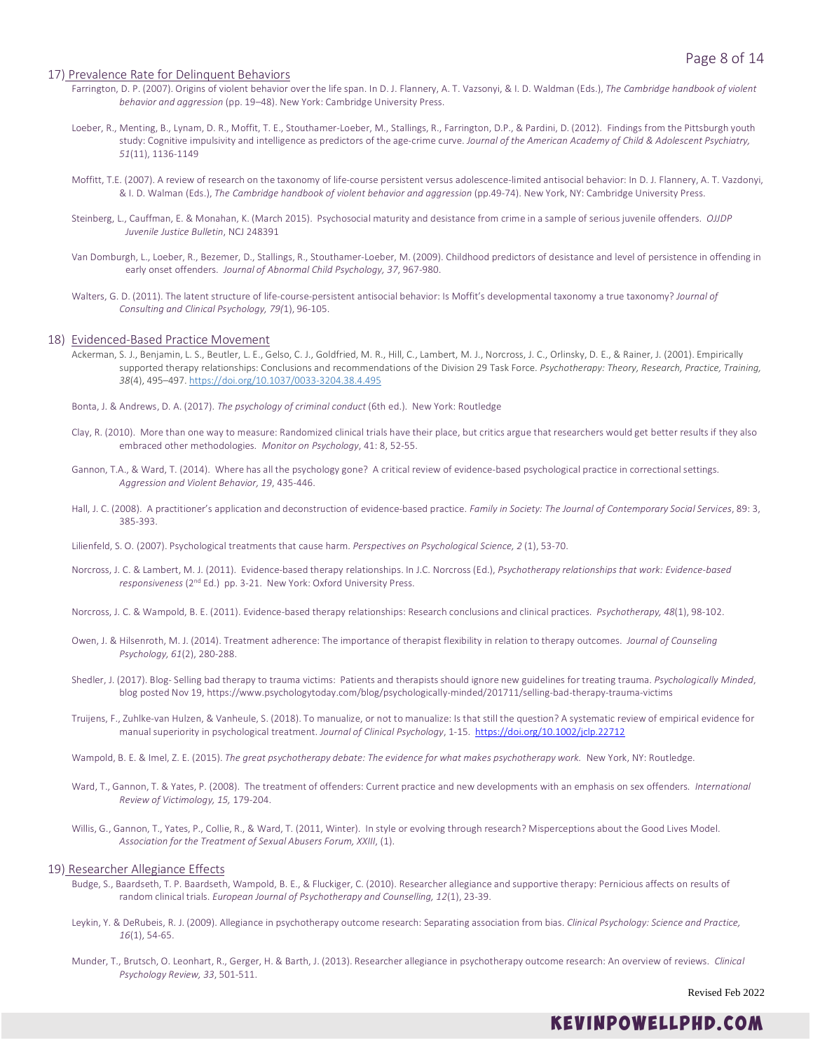## 17) Prevalence Rate for Delinquent Behaviors

Farrington, D. P. (2007). Origins of violent behavior over the life span. In D. J. Flannery, A. T. Vazsonyi, & I. D. Waldman (Eds.), *The Cambridge handbook of violent behavior and aggression* (pp. 19–48). New York: Cambridge University Press.

Loeber, R., Menting, B., Lynam, D. R., Moffit, T. E., Stouthamer-Loeber, M., Stallings, R., Farrington, D.P., & Pardini, D. (2012). Findings from the Pittsburgh youth study: Cognitive impulsivity and intelligence as predictors of the age-crime curve. *Journal of the American Academy of Child & Adolescent Psychiatry, 51*(11), 1136-1149

Moffitt, T.E. (2007). A review of research on the taxonomy of life-course persistent versus adolescence-limited antisocial behavior: In D. J. Flannery, A. T. Vazdonyi, & I. D. Walman (Eds.), *The Cambridge handbook of violent behavior and aggression* (pp.49-74). New York, NY: Cambridge University Press.

Steinberg, L., Cauffman, E. & Monahan, K. (March 2015). Psychosocial maturity and desistance from crime in a sample of serious juvenile offenders. *OJJDP Juvenile Justice Bulletin*, NCJ 248391

Van Domburgh, L., Loeber, R., Bezemer, D., Stallings, R., Stouthamer-Loeber, M. (2009). Childhood predictors of desistance and level of persistence in offending in early onset offenders. *Journal of Abnormal Child Psychology, 37*, 967-980.

Walters, G. D. (2011). The latent structure of life-course-persistent antisocial behavior: Is Moffit's developmental taxonomy a true taxonomy? *Journal of Consulting and Clinical Psychology, 79(*1), 96-105.

## 18) Evidenced-Based Practice Movement

Ackerman, S. J., Benjamin, L. S., Beutler, L. E., Gelso, C. J., Goldfried, M. R., Hill, C., Lambert, M. J., Norcross, J. C., Orlinsky, D. E., & Rainer, J. (2001). Empirically supported therapy relationships: Conclusions and recommendations of the Division 29 Task Force. *Psychotherapy: Theory, Research, Practice, Training, 38*(4), 495–497. https://doi.org/10.1037/0033-3204.38.4.495

Bonta, J. & Andrews, D. A. (2017). *The psychology of criminal conduct* (6th ed.). New York: Routledge

Clay, R. (2010). More than one way to measure: Randomized clinical trials have their place, but critics argue that researchers would get better results if they also embraced other methodologies. *Monitor on Psychology*, 41: 8, 52-55.

Gannon, T.A., & Ward, T. (2014). Where has all the psychology gone? A critical review of evidence-based psychological practice in correctional settings. *Aggression and Violent Behavior, 19*, 435-446.

Hall, J. C. (2008). A practitioner's application and deconstruction of evidence-based practice. *Family in Society: The Journal of Contemporary Social Services*, 89: 3, 385-393.

Lilienfeld, S. O. (2007). Psychological treatments that cause harm. *Perspectives on Psychological Science, 2* (1), 53-70.

Norcross, J. C. & Lambert, M. J. (2011). Evidence-based therapy relationships. In J.C. Norcross (Ed.), *Psychotherapy relationships that work: Evidence-based responsiveness* (2nd Ed.) pp. 3-21. New York: Oxford University Press.

Norcross, J. C. & Wampold, B. E. (2011). Evidence-based therapy relationships: Research conclusions and clinical practices. *Psychotherapy, 48*(1), 98-102.

Owen, J. & Hilsenroth, M. J. (2014). Treatment adherence: The importance of therapist flexibility in relation to therapy outcomes. *Journal of Counseling Psychology, 61*(2), 280-288.

Shedler, J. (2017). Blog- Selling bad therapy to trauma victims: Patients and therapists should ignore new guidelines for treating trauma. *Psychologically Minded*, blog posted Nov 19, https://www.psychologytoday.com/blog/psychologically-minded/201711/selling-bad-therapy-trauma-victims

Truijens, F., Zuhlke-van Hulzen, & Vanheule, S. (2018). To manualize, or not to manualize: Is that still the question? A systematic review of empirical evidence for manual superiority in psychological treatment. *Journal of Clinical Psychology*, 1-15. https://doi.org/10.1002/jclp.22712

Wampold, B. E. & Imel, Z. E. (2015). *The great psychotherapy debate: The evidence for what makes psychotherapy work.* New York, NY: Routledge.

Ward, T., Gannon, T. & Yates, P. (2008). The treatment of offenders: Current practice and new developments with an emphasis on sex offenders. *International Review of Victimology, 15,* 179-204.

Willis, G., Gannon, T., Yates, P., Collie, R., & Ward, T. (2011, Winter). In style or evolving through research? Misperceptions about the Good Lives Model. *Association for the Treatment of Sexual Abusers Forum, XXIII*, (1).

## 19) Researcher Allegiance Effects

Budge, S., Baardseth, T. P. Baardseth, Wampold, B. E., & Fluckiger, C. (2010). Researcher allegiance and supportive therapy: Pernicious affects on results of random clinical trials. *European Journal of Psychotherapy and Counselling, 12*(1), 23-39.

Leykin, Y. & DeRubeis, R. J. (2009). Allegiance in psychotherapy outcome research: Separating association from bias. *Clinical Psychology: Science and Practice, 16*(1), 54-65.

Munder, T., Brutsch, O. Leonhart, R., Gerger, H. & Barth, J. (2013). Researcher allegiance in psychotherapy outcome research: An overview of reviews. *Clinical Psychology Review, 33*, 501-511.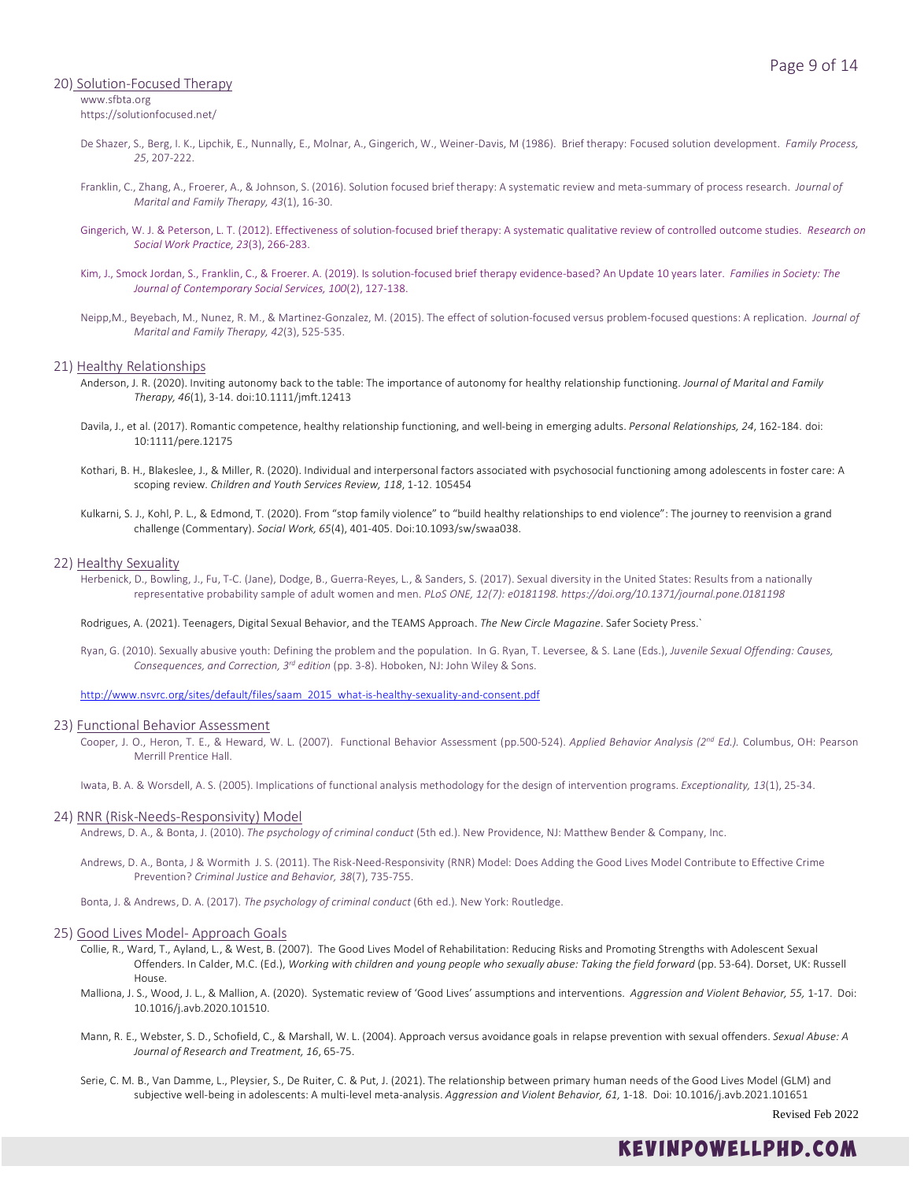## 20) Solution-Focused Therapy

www.sfbta.org
https://solutionfocused.net/

De Shazer, S., Berg, I. K., Lipchik, E., Nunnally, E., Molnar, A., Gingerich, W., Weiner-Davis, M (1986). Brief therapy: Focused solution development. *Family Process, 25*, 207-222.

Franklin, C., Zhang, A., Froerer, A., & Johnson, S. (2016). Solution focused brief therapy: A systematic review and meta-summary of process research. *Journal of Marital and Family Therapy, 43*(1), 16-30.

Gingerich, W. J. & Peterson, L. T. (2012). Effectiveness of solution-focused brief therapy: A systematic qualitative review of controlled outcome studies. *Research on Social Work Practice, 23*(3), 266-283.

Kim, J., Smock Jordan, S., Franklin, C., & Froerer. A. (2019). Is solution-focused brief therapy evidence-based? An Update 10 years later. *Families in Society: The Journal of Contemporary Social Services, 100*(2), 127-138.

Neipp,M., Beyebach, M., Nunez, R. M., & Martinez-Gonzalez, M. (2015). The effect of solution-focused versus problem-focused questions: A replication. *Journal of Marital and Family Therapy, 42*(3), 525-535.

## 21) Healthy Relationships

Anderson, J. R. (2020). Inviting autonomy back to the table: The importance of autonomy for healthy relationship functioning. *Journal of Marital and Family Therapy, 46*(1), 3-14. doi:10.1111/jmft.12413

Davila, J., et al. (2017). Romantic competence, healthy relationship functioning, and well-being in emerging adults. *Personal Relationships, 24*, 162-184. doi: 10:1111/pere.12175

Kothari, B. H., Blakeslee, J., & Miller, R. (2020). Individual and interpersonal factors associated with psychosocial functioning among adolescents in foster care: A scoping review. *Children and Youth Services Review, 118*, 1-12. 105454

Kulkarni, S. J., Kohl, P. L., & Edmond, T. (2020). From "stop family violence" to "build healthy relationships to end violence": The journey to reenvision a grand challenge (Commentary). *Social Work, 65*(4), 401-405. Doi:10.1093/sw/swaa038.

## 22) Healthy Sexuality

Herbenick, D., Bowling, J., Fu, T-C. (Jane), Dodge, B., Guerra-Reyes, L., & Sanders, S. (2017). Sexual diversity in the United States: Results from a nationally representative probability sample of adult women and men. *PLoS ONE, 12(7): e0181198. https://doi.org/10.1371/journal.pone.0181198*

Rodrigues, A. (2021). Teenagers, Digital Sexual Behavior, and the TEAMS Approach. *The New Circle Magazine*. Safer Society Press.`

Ryan, G. (2010). Sexually abusive youth: Defining the problem and the population. In G. Ryan, T. Leversee, & S. Lane (Eds.), *Juvenile Sexual Offending: Causes, Consequences, and Correction, 3rd edition* (pp. 3-8). Hoboken, NJ: John Wiley & Sons.

http://www.nsvrc.org/sites/default/files/saam_2015_what-is-healthy-sexuality-and-consent.pdf

## 23) Functional Behavior Assessment

Cooper, J. O., Heron, T. E., & Heward, W. L. (2007). Functional Behavior Assessment (pp.500-524). *Applied Behavior Analysis (2nd Ed.).* Columbus, OH: Pearson Merrill Prentice Hall.

Iwata, B. A. & Worsdell, A. S. (2005). Implications of functional analysis methodology for the design of intervention programs. *Exceptionality, 13*(1), 25-34.

## 24) RNR (Risk-Needs-Responsivity) Model

Andrews, D. A., & Bonta, J. (2010). *The psychology of criminal conduct* (5th ed.). New Providence, NJ: Matthew Bender & Company, Inc.

Andrews, D. A., Bonta, J & Wormith J. S. (2011). The Risk-Need-Responsivity (RNR) Model: Does Adding the Good Lives Model Contribute to Effective Crime Prevention? *Criminal Justice and Behavior, 38*(7), 735-755.

Bonta, J. & Andrews, D. A. (2017). *The psychology of criminal conduct* (6th ed.). New York: Routledge.

## 25) Good Lives Model- Approach Goals

Collie, R., Ward, T., Ayland, L., & West, B. (2007). The Good Lives Model of Rehabilitation: Reducing Risks and Promoting Strengths with Adolescent Sexual Offenders. In Calder, M.C. (Ed.), *Working with children and young people who sexually abuse: Taking the field forward* (pp. 53-64). Dorset, UK: Russell House.

Malliona, J. S., Wood, J. L., & Mallion, A. (2020). Systematic review of 'Good Lives' assumptions and interventions. *Aggression and Violent Behavior, 55,* 1-17. Doi: 10.1016/j.avb.2020.101510.

Mann, R. E., Webster, S. D., Schofield, C., & Marshall, W. L. (2004). Approach versus avoidance goals in relapse prevention with sexual offenders. *Sexual Abuse: A Journal of Research and Treatment, 16*, 65-75.

Serie, C. M. B., Van Damme, L., Pleysier, S., De Ruiter, C. & Put, J. (2021). The relationship between primary human needs of the Good Lives Model (GLM) and subjective well-being in adolescents: A multi-level meta-analysis. *Aggression and Violent Behavior, 61,* 1-18. Doi: 10.1016/j.avb.2021.101651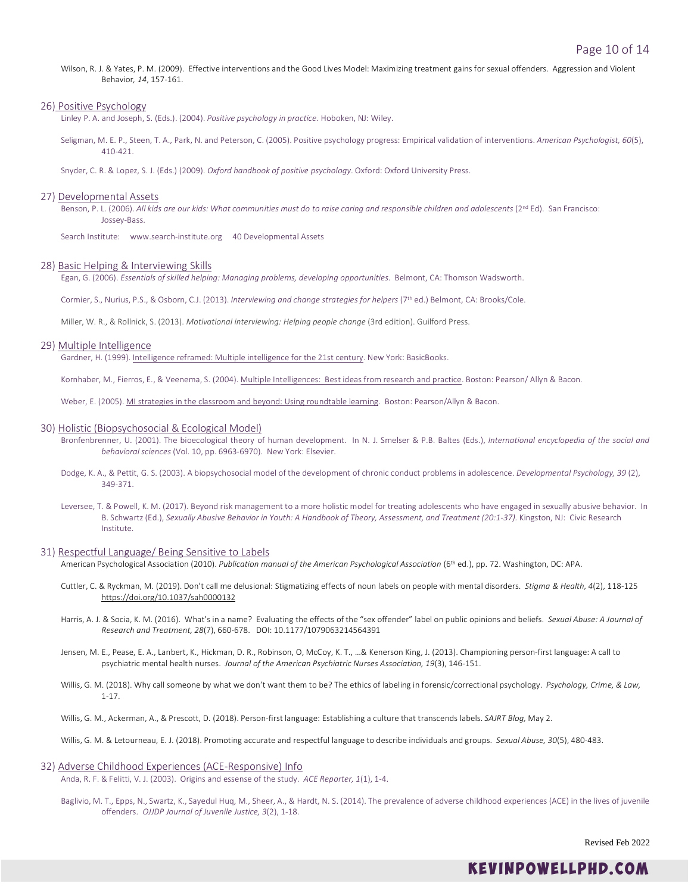Wilson, R. J. & Yates, P. M. (2009). Effective interventions and the Good Lives Model: Maximizing treatment gains for sexual offenders. Aggression and Violent Behavior*, 14*, 157-161.

## 26) Positive Psychology

Linley P. A. and Joseph, S. (Eds.). (2004). *Positive psychology in practice.* Hoboken, NJ: Wiley.

Seligman, M. E. P., Steen, T. A., Park, N. and Peterson, C. (2005). Positive psychology progress: Empirical validation of interventions. *American Psychologist, 60*(5), 410-421.

Snyder, C. R. & Lopez, S. J. (Eds.) (2009). *Oxford handbook of positive psychology*. Oxford: Oxford University Press.

## 27) Developmental Assets

Benson, P. L. (2006). *All kids are our kids: What communities must do to raise caring and responsible children and adolescents* (2nd Ed). San Francisco: Jossey-Bass.

Search Institute: www.search-institute.org 40 Developmental Assets

## 28) Basic Helping & Interviewing Skills

Egan, G. (2006). *Essentials of skilled helping: Managing problems, developing opportunities.* Belmont, CA: Thomson Wadsworth.

Cormier, S., Nurius, P.S., & Osborn, C.J. (2013). *Interviewing and change strategies for helpers* (7th ed.) Belmont, CA: Brooks/Cole.

Miller, W. R., & Rollnick, S. (2013). *Motivational interviewing: Helping people change* (3rd edition). Guilford Press.

## 29) Multiple Intelligence

Gardner, H. (1999). Intelligence reframed: Multiple intelligence for the 21st century. New York: BasicBooks.

Kornhaber, M., Fierros, E., & Veenema, S. (2004). Multiple Intelligences: Best ideas from research and practice. Boston: Pearson/ Allyn & Bacon.

Weber, E. (2005). MI strategies in the classroom and beyond: Using roundtable learning. Boston: Pearson/Allyn & Bacon.

## 30) Holistic (Biopsychosocial & Ecological Model)

Bronfenbrenner, U. (2001). The bioecological theory of human development. In N. J. Smelser & P.B. Baltes (Eds.), *International encyclopedia of the social and behavioral sciences* (Vol. 10, pp. 6963-6970). New York: Elsevier.

Dodge, K. A., & Pettit, G. S. (2003). A biopsychosocial model of the development of chronic conduct problems in adolescence. *Developmental Psychology, 39* (2), 349-371.

Leversee, T. & Powell, K. M. (2017). Beyond risk management to a more holistic model for treating adolescents who have engaged in sexually abusive behavior. In B. Schwartz (Ed.), *Sexually Abusive Behavior in Youth: A Handbook of Theory, Assessment, and Treatment (20:1-37).* Kingston, NJ: Civic Research Institute.

## 31) Respectful Language/ Being Sensitive to Labels

American Psychological Association (2010). *Publication manual of the American Psychological Association* (6th ed.), pp. 72. Washington, DC: APA.

Cuttler, C. & Ryckman, M. (2019). Don't call me delusional: Stigmatizing effects of noun labels on people with mental disorders. *Stigma & Health, 4*(2), 118-125 https://doi.org/10.1037/sah0000132

Harris, A. J. & Socia, K. M. (2016). What's in a name? Evaluating the effects of the "sex offender" label on public opinions and beliefs. *Sexual Abuse: A Journal of Research and Treatment, 28*(7), 660-678. DOI: 10.1177/1079063214564391

Jensen, M. E., Pease, E. A., Lanbert, K., Hickman, D. R., Robinson, O, McCoy, K. T., …& Kenerson King, J. (2013). Championing person-first language: A call to psychiatric mental health nurses. *Journal of the American Psychiatric Nurses Association, 19*(3), 146-151.

Willis, G. M. (2018). Why call someone by what we don't want them to be? The ethics of labeling in forensic/correctional psychology. *Psychology, Crime, & Law,* 1-17.

Willis, G. M., Ackerman, A., & Prescott, D. (2018). Person-first language: Establishing a culture that transcends labels. *SAJRT Blog,* May 2.

Willis, G. M. & Letourneau, E. J. (2018). Promoting accurate and respectful language to describe individuals and groups. *Sexual Abuse, 30*(5), 480-483.

## 32) Adverse Childhood Experiences (ACE-Responsive) Info

Anda, R. F. & Felitti, V. J. (2003). Origins and essense of the study. *ACE Reporter, 1*(1), 1-4.

Baglivio, M. T., Epps, N., Swartz, K., Sayedul Huq, M., Sheer, A., & Hardt, N. S. (2014). The prevalence of adverse childhood experiences (ACE) in the lives of juvenile offenders. *OJJDP Journal of Juvenile Justice, 3*(2), 1-18.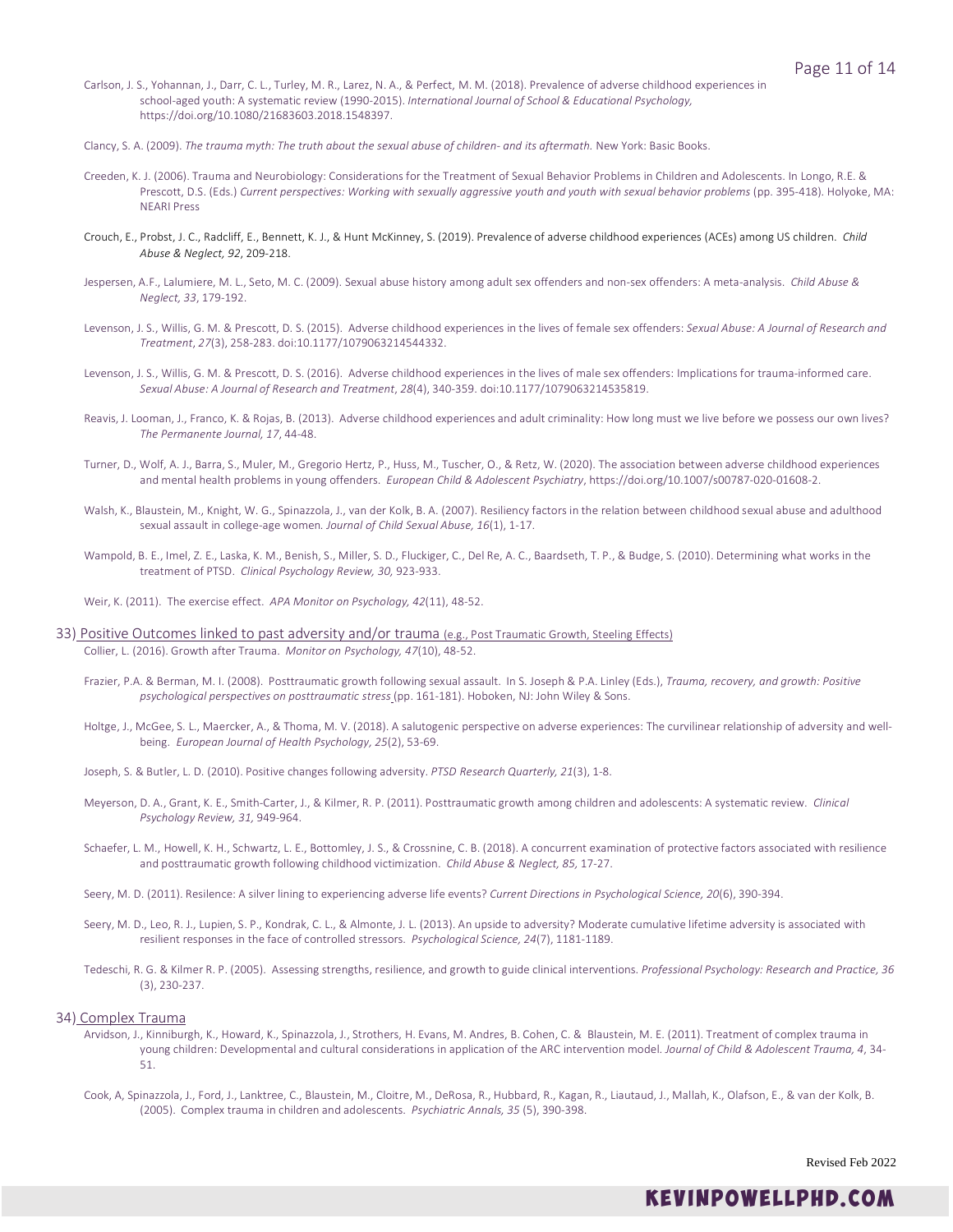Carlson, J. S., Yohannan, J., Darr, C. L., Turley, M. R., Larez, N. A., & Perfect, M. M. (2018). Prevalence of adverse childhood experiences in school-aged youth: A systematic review (1990-2015). *International Journal of School & Educational Psychology,* https://doi.org/10.1080/21683603.2018.1548397.

Clancy, S. A. (2009). *The trauma myth: The truth about the sexual abuse of children- and its aftermath.* New York: Basic Books.

Creeden, K. J. (2006). Trauma and Neurobiology: Considerations for the Treatment of Sexual Behavior Problems in Children and Adolescents. In Longo, R.E. & Prescott, D.S. (Eds.) *Current perspectives: Working with sexually aggressive youth and youth with sexual behavior problems* (pp. 395-418). Holyoke, MA: NEARI Press

Crouch, E., Probst, J. C., Radcliff, E., Bennett, K. J., & Hunt McKinney, S. (2019). Prevalence of adverse childhood experiences (ACEs) among US children. *Child Abuse & Neglect, 92*, 209-218.

Jespersen, A.F., Lalumiere, M. L., Seto, M. C. (2009). Sexual abuse history among adult sex offenders and non-sex offenders: A meta-analysis. *Child Abuse & Neglect, 33*, 179-192.

Levenson, J. S., Willis, G. M. & Prescott, D. S. (2015). Adverse childhood experiences in the lives of female sex offenders: *Sexual Abuse: A Journal of Research and Treatment*, *27*(3), 258-283. doi:10.1177/1079063214544332.

Levenson, J. S., Willis, G. M. & Prescott, D. S. (2016). Adverse childhood experiences in the lives of male sex offenders: Implications for trauma-informed care. *Sexual Abuse: A Journal of Research and Treatment*, *28*(4), 340-359. doi:10.1177/1079063214535819.

Reavis, J. Looman, J., Franco, K. & Rojas, B. (2013). Adverse childhood experiences and adult criminality: How long must we live before we possess our own lives? *The Permanente Journal, 17*, 44-48.

Turner, D., Wolf, A. J., Barra, S., Muler, M., Gregorio Hertz, P., Huss, M., Tuscher, O., & Retz, W. (2020). The association between adverse childhood experiences and mental health problems in young offenders. *European Child & Adolescent Psychiatry*, https://doi.org/10.1007/s00787-020-01608-2.

Walsh, K., Blaustein, M., Knight, W. G., Spinazzola, J., van der Kolk, B. A. (2007). Resiliency factors in the relation between childhood sexual abuse and adulthood sexual assault in college-age women. *Journal of Child Sexual Abuse, 16*(1), 1-17.

Wampold, B. E., Imel, Z. E., Laska, K. M., Benish, S., Miller, S. D., Fluckiger, C., Del Re, A. C., Baardseth, T. P., & Budge, S. (2010). Determining what works in the treatment of PTSD. *Clinical Psychology Review, 30,* 923-933.

Weir, K. (2011). The exercise effect. *APA Monitor on Psychology, 42*(11), 48-52.

## 33) Positive Outcomes linked to past adversity and/or trauma (e.g., Post Traumatic Growth, Steeling Effects)

Collier, L. (2016). Growth after Trauma. *Monitor on Psychology, 47*(10), 48-52.

Frazier, P.A. & Berman, M. I. (2008). Posttraumatic growth following sexual assault. In S. Joseph & P.A. Linley (Eds.), *Trauma, recovery, and growth: Positive psychological perspectives on posttraumatic stress* (pp. 161-181). Hoboken, NJ: John Wiley & Sons.

Holtge, J., McGee, S. L., Maercker, A., & Thoma, M. V. (2018). A salutogenic perspective on adverse experiences: The curvilinear relationship of adversity and well-being. *European Journal of Health Psychology, 25*(2), 53-69.

Joseph, S. & Butler, L. D. (2010). Positive changes following adversity. *PTSD Research Quarterly, 21*(3), 1-8.

Meyerson, D. A., Grant, K. E., Smith-Carter, J., & Kilmer, R. P. (2011). Posttraumatic growth among children and adolescents: A systematic review. *Clinical Psychology Review, 31,* 949-964.

Schaefer, L. M., Howell, K. H., Schwartz, L. E., Bottomley, J. S., & Crossnine, C. B. (2018). A concurrent examination of protective factors associated with resilience and posttraumatic growth following childhood victimization. *Child Abuse & Neglect, 85,* 17-27.

Seery, M. D. (2011). Resilence: A silver lining to experiencing adverse life events? *Current Directions in Psychological Science, 20*(6), 390-394.

Seery, M. D., Leo, R. J., Lupien, S. P., Kondrak, C. L., & Almonte, J. L. (2013). An upside to adversity? Moderate cumulative lifetime adversity is associated with resilient responses in the face of controlled stressors. *Psychological Science, 24*(7), 1181-1189.

Tedeschi, R. G. & Kilmer R. P. (2005). Assessing strengths, resilience, and growth to guide clinical interventions. *Professional Psychology: Research and Practice, 36* (3), 230-237.

## 34) Complex Trauma

Arvidson, J., Kinniburgh, K., Howard, K., Spinazzola, J., Strothers, H. Evans, M. Andres, B. Cohen, C. & Blaustein, M. E. (2011). Treatment of complex trauma in young children: Developmental and cultural considerations in application of the ARC intervention model. *Journal of Child & Adolescent Trauma, 4*, 34-51.

Cook, A, Spinazzola, J., Ford, J., Lanktree, C., Blaustein, M., Cloitre, M., DeRosa, R., Hubbard, R., Kagan, R., Liautaud, J., Mallah, K., Olafson, E., & van der Kolk, B. (2005). Complex trauma in children and adolescents. *Psychiatric Annals, 35* (5), 390-398.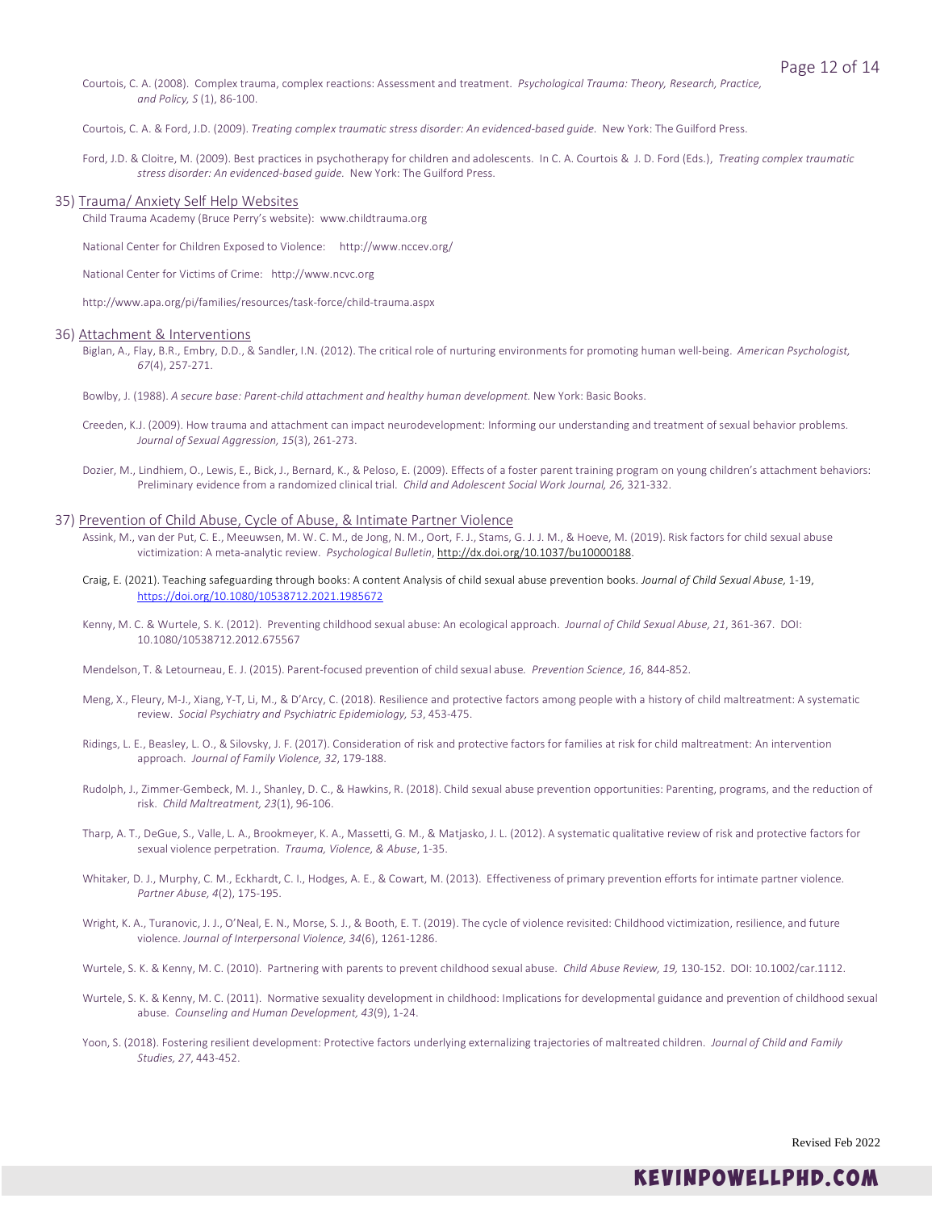Courtois, C. A. (2008). Complex trauma, complex reactions: Assessment and treatment. *Psychological Trauma: Theory, Research, Practice, and Policy, S* (1), 86-100.

Courtois, C. A. & Ford, J.D. (2009). *Treating complex traumatic stress disorder: An evidenced-based guide.* New York: The Guilford Press.

Ford, J.D. & Cloitre, M. (2009). Best practices in psychotherapy for children and adolescents. In C. A. Courtois & J. D. Ford (Eds.), *Treating complex traumatic stress disorder: An evidenced-based guide.* New York: The Guilford Press.

35) Trauma/ Anxiety Self Help Websites

Child Trauma Academy (Bruce Perry's website): www.childtrauma.org

National Center for Children Exposed to Violence: http://www.nccev.org/

National Center for Victims of Crime: http://www.ncvc.org

http://www.apa.org/pi/families/resources/task-force/child-trauma.aspx

36) Attachment & Interventions

Biglan, A., Flay, B.R., Embry, D.D., & Sandler, I.N. (2012). The critical role of nurturing environments for promoting human well-being. *American Psychologist, 67*(4), 257-271.

Bowlby, J. (1988). *A secure base: Parent-child attachment and healthy human development.* New York: Basic Books.

Creeden, K.J. (2009). How trauma and attachment can impact neurodevelopment: Informing our understanding and treatment of sexual behavior problems. *Journal of Sexual Aggression, 15*(3), 261-273.

Dozier, M., Lindhiem, O., Lewis, E., Bick, J., Bernard, K., & Peloso, E. (2009). Effects of a foster parent training program on young children's attachment behaviors: Preliminary evidence from a randomized clinical trial. *Child and Adolescent Social Work Journal, 26,* 321-332.

37) Prevention of Child Abuse, Cycle of Abuse, & Intimate Partner Violence

Assink, M., van der Put, C. E., Meeuwsen, M. W. C. M., de Jong, N. M., Oort, F. J., Stams, G. J. J. M., & Hoeve, M. (2019). Risk factors for child sexual abuse victimization: A meta-analytic review. *Psychological Bulletin*, http://dx.doi.org/10.1037/bu10000188.

Craig, E. (2021). Teaching safeguarding through books: A content Analysis of child sexual abuse prevention books. *Journal of Child Sexual Abuse,* 1-19, https://doi.org/10.1080/10538712.2021.1985672

Kenny, M. C. & Wurtele, S. K. (2012). Preventing childhood sexual abuse: An ecological approach. *Journal of Child Sexual Abuse, 21*, 361-367. DOI: 10.1080/10538712.2012.675567

Mendelson, T. & Letourneau, E. J. (2015). Parent-focused prevention of child sexual abuse. *Prevention Science, 16*, 844-852.

Meng, X., Fleury, M-J., Xiang, Y-T, Li, M., & D'Arcy, C. (2018). Resilience and protective factors among people with a history of child maltreatment: A systematic review. *Social Psychiatry and Psychiatric Epidemiology, 53*, 453-475.

Ridings, L. E., Beasley, L. O., & Silovsky, J. F. (2017). Consideration of risk and protective factors for families at risk for child maltreatment: An intervention approach. *Journal of Family Violence, 32*, 179-188.

Rudolph, J., Zimmer-Gembeck, M. J., Shanley, D. C., & Hawkins, R. (2018). Child sexual abuse prevention opportunities: Parenting, programs, and the reduction of risk. *Child Maltreatment, 23*(1), 96-106.

Tharp, A. T., DeGue, S., Valle, L. A., Brookmeyer, K. A., Massetti, G. M., & Matjasko, J. L. (2012). A systematic qualitative review of risk and protective factors for sexual violence perpetration. *Trauma, Violence, & Abuse*, 1-35.

Whitaker, D. J., Murphy, C. M., Eckhardt, C. I., Hodges, A. E., & Cowart, M. (2013). Effectiveness of primary prevention efforts for intimate partner violence. *Partner Abuse, 4*(2), 175-195.

Wright, K. A., Turanovic, J. J., O'Neal, E. N., Morse, S. J., & Booth, E. T. (2019). The cycle of violence revisited: Childhood victimization, resilience, and future violence. *Journal of Interpersonal Violence, 34*(6), 1261-1286.

Wurtele, S. K. & Kenny, M. C. (2010). Partnering with parents to prevent childhood sexual abuse. *Child Abuse Review, 19,* 130-152. DOI: 10.1002/car.1112.

Wurtele, S. K. & Kenny, M. C. (2011). Normative sexuality development in childhood: Implications for developmental guidance and prevention of childhood sexual abuse. *Counseling and Human Development, 43*(9), 1-24.

Yoon, S. (2018). Fostering resilient development: Protective factors underlying externalizing trajectories of maltreated children. *Journal of Child and Family Studies, 27*, 443-452.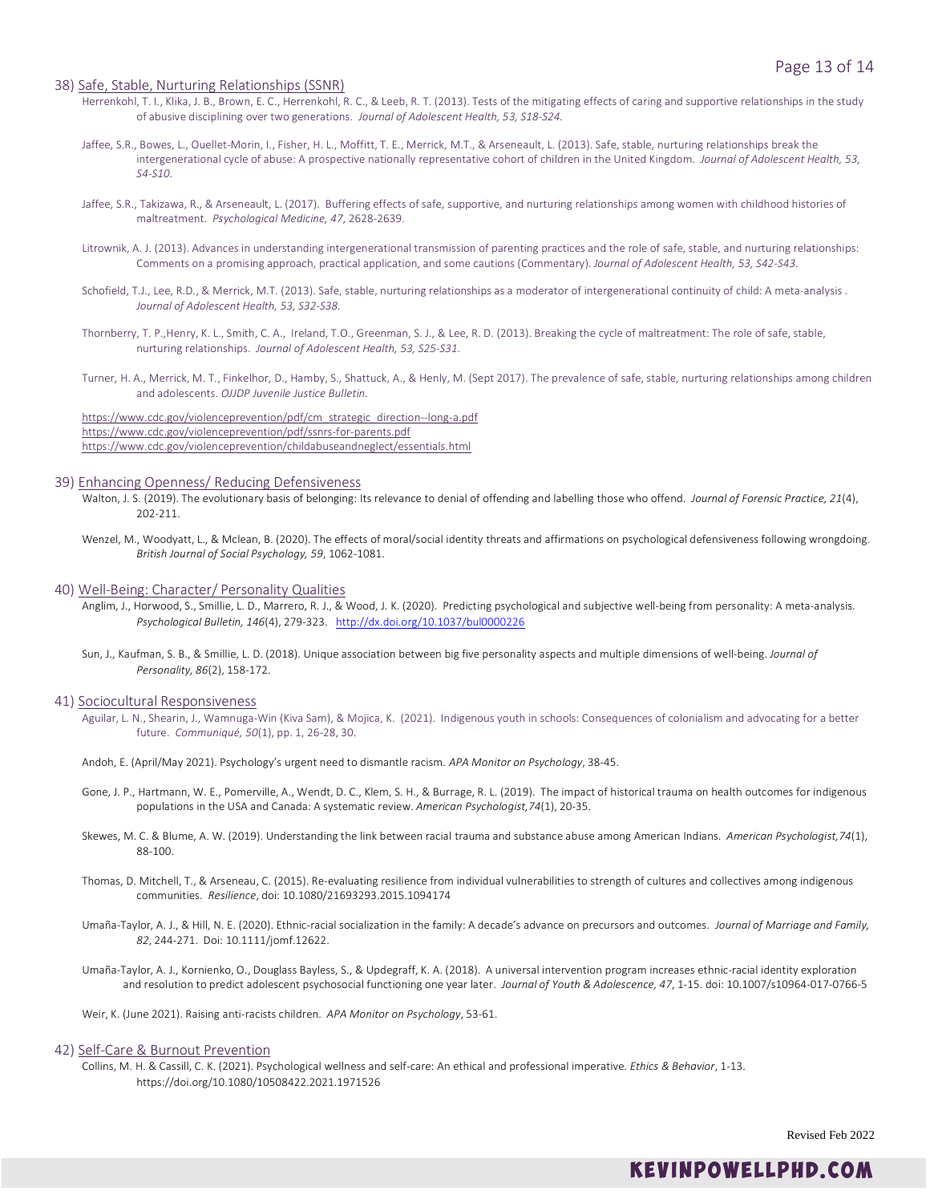38) Safe, Stable, Nurturing Relationships (SSNR)

Herrenkohl, T. I., Klika, J. B., Brown, E. C., Herrenkohl, R. C., & Leeb, R. T. (2013). Tests of the mitigating effects of caring and supportive relationships in the study of abusive disciplining over two generations. *Journal of Adolescent Health, 53, S18-S24.*

Jaffee, S.R., Bowes, L., Ouellet-Morin, I., Fisher, H. L., Moffitt, T. E., Merrick, M.T., & Arseneault, L. (2013). Safe, stable, nurturing relationships break the intergenerational cycle of abuse: A prospective nationally representative cohort of children in the United Kingdom. *Journal of Adolescent Health, 53, S4-S10.*

Jaffee, S.R., Takizawa, R., & Arseneault, L. (2017). Buffering effects of safe, supportive, and nurturing relationships among women with childhood histories of maltreatment. *Psychological Medicine, 47*, 2628-2639.

Litrownik, A. J. (2013). Advances in understanding intergenerational transmission of parenting practices and the role of safe, stable, and nurturing relationships: Comments on a promising approach, practical application, and some cautions (Commentary). *Journal of Adolescent Health, 53, S42-S43.*

Schofield, T.J., Lee, R.D., & Merrick, M.T. (2013). Safe, stable, nurturing relationships as a moderator of intergenerational continuity of child: A meta-analysis . *Journal of Adolescent Health, 53, S32-S38.*

Thornberry, T. P.,Henry, K. L., Smith, C. A., Ireland, T.O., Greenman, S. J., & Lee, R. D. (2013). Breaking the cycle of maltreatment: The role of safe, stable, nurturing relationships. *Journal of Adolescent Health, 53, S25-S31.*

Turner, H. A., Merrick, M. T., Finkelhor, D., Hamby, S., Shattuck, A., & Henly, M. (Sept 2017). The prevalence of safe, stable, nurturing relationships among children and adolescents. *OJJDP Juvenile Justice Bulletin.*

https://www.cdc.gov/violenceprevention/pdf/cm_strategic_direction--long-a.pdf
https://www.cdc.gov/violenceprevention/pdf/ssnrs-for-parents.pdf
https://www.cdc.gov/violenceprevention/childabuseandneglect/essentials.html

39) Enhancing Openness/ Reducing Defensiveness

Walton, J. S. (2019). The evolutionary basis of belonging: Its relevance to denial of offending and labelling those who offend. *Journal of Forensic Practice, 21*(4), 202-211.

Wenzel, M., Woodyatt, L., & Mclean, B. (2020). The effects of moral/social identity threats and affirmations on psychological defensiveness following wrongdoing. *British Journal of Social Psychology, 59*, 1062-1081.

40) Well-Being: Character/ Personality Qualities

Anglim, J., Horwood, S., Smillie, L. D., Marrero, R. J., & Wood, J. K. (2020). Predicting psychological and subjective well-being from personality: A meta-analysis. *Psychological Bulletin, 146*(4), 279-323. http://dx.doi.org/10.1037/bul0000226

Sun, J., Kaufman, S. B., & Smillie, L. D. (2018). Unique association between big five personality aspects and multiple dimensions of well-being. *Journal of Personality, 86*(2), 158-172.

41) Sociocultural Responsiveness

Aguilar, L. N., Shearin, J., Wamnuga-Win (Kiva Sam), & Mojica, K. (2021). Indigenous youth in schools: Consequences of colonialism and advocating for a better future. *Communiqué, 50*(1), pp. 1, 26-28, 30.

Andoh, E. (April/May 2021). Psychology's urgent need to dismantle racism. *APA Monitor on Psychology*, 38-45.

Gone, J. P., Hartmann, W. E., Pomerville, A., Wendt, D. C., Klem, S. H., & Burrage, R. L. (2019). The impact of historical trauma on health outcomes for indigenous populations in the USA and Canada: A systematic review. *American Psychologist,74*(1), 20-35.

Skewes, M. C. & Blume, A. W. (2019). Understanding the link between racial trauma and substance abuse among American Indians. *American Psychologist,74*(1), 88-100.

Thomas, D. Mitchell, T., & Arseneau, C. (2015). Re-evaluating resilience from individual vulnerabilities to strength of cultures and collectives among indigenous communities. *Resilience*, doi: 10.1080/21693293.2015.1094174

Umaña-Taylor, A. J., & Hill, N. E. (2020). Ethnic-racial socialization in the family: A decade's advance on precursors and outcomes. *Journal of Marriage and Family, 82*, 244-271. Doi: 10.1111/jomf.12622.

Umaña-Taylor, A. J., Kornienko, O., Douglass Bayless, S., & Updegraff, K. A. (2018). A universal intervention program increases ethnic-racial identity exploration and resolution to predict adolescent psychosocial functioning one year later. *Journal of Youth & Adolescence, 47*, 1-15. doi: 10.1007/s10964-017-0766-5

Weir, K. (June 2021). Raising anti-racists children. *APA Monitor on Psychology*, 53-61.

42) Self-Care & Burnout Prevention

Collins, M. H. & Cassill, C. K. (2021). Psychological wellness and self-care: An ethical and professional imperative. *Ethics & Behavior*, 1-13. https://doi.org/10.1080/10508422.2021.1971526

Revised Feb 2022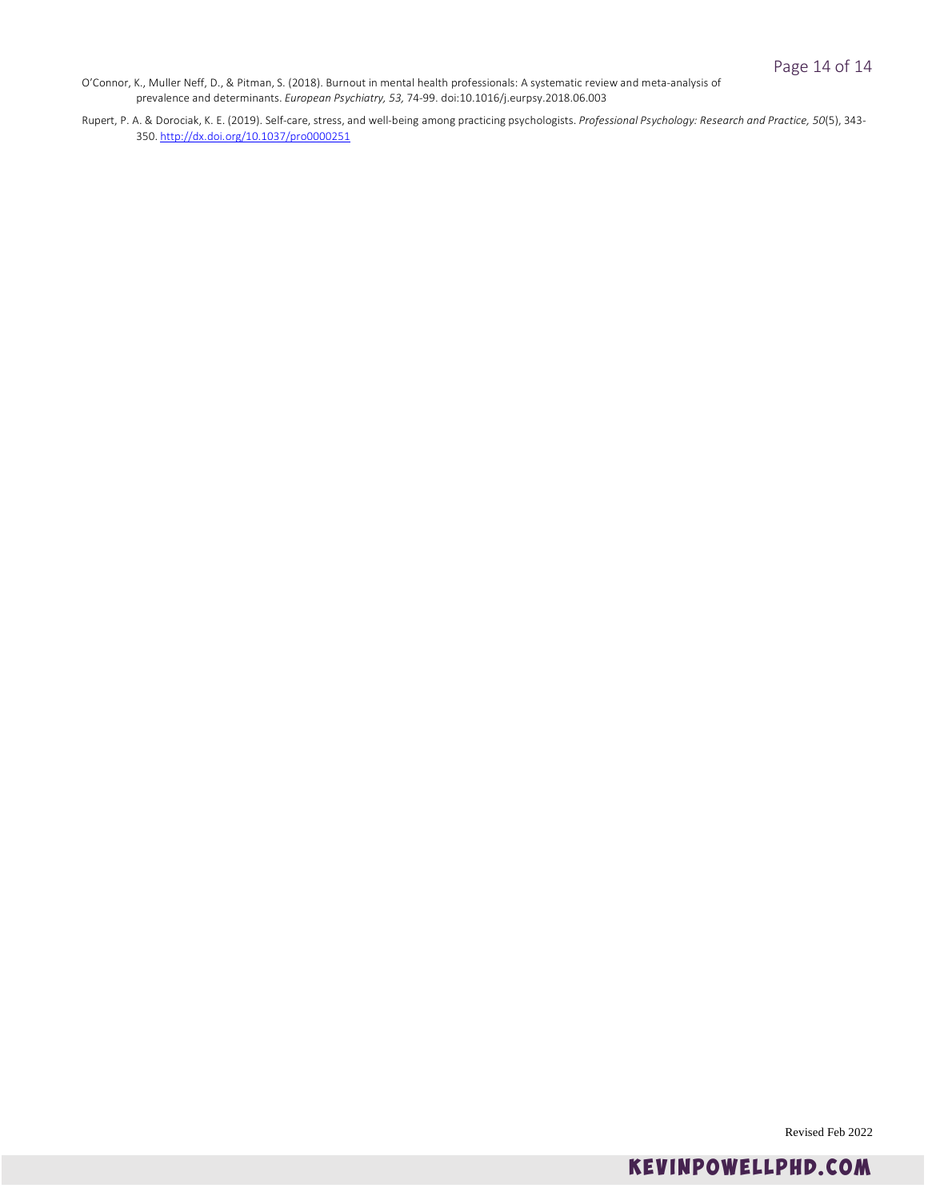O'Connor, K., Muller Neff, D., & Pitman, S. (2018). Burnout in mental health professionals: A systematic review and meta-analysis of prevalence and determinants. *European Psychiatry, 53,* 74-99. doi:10.1016/j.eurpsy.2018.06.003

Rupert, P. A. & Dorociak, K. E. (2019). Self-care, stress, and well-being among practicing psychologists. *Professional Psychology: Research and Practice, 50*(5), 343-350. http://dx.doi.org/10.1037/pro0000251

Revised Feb 2022